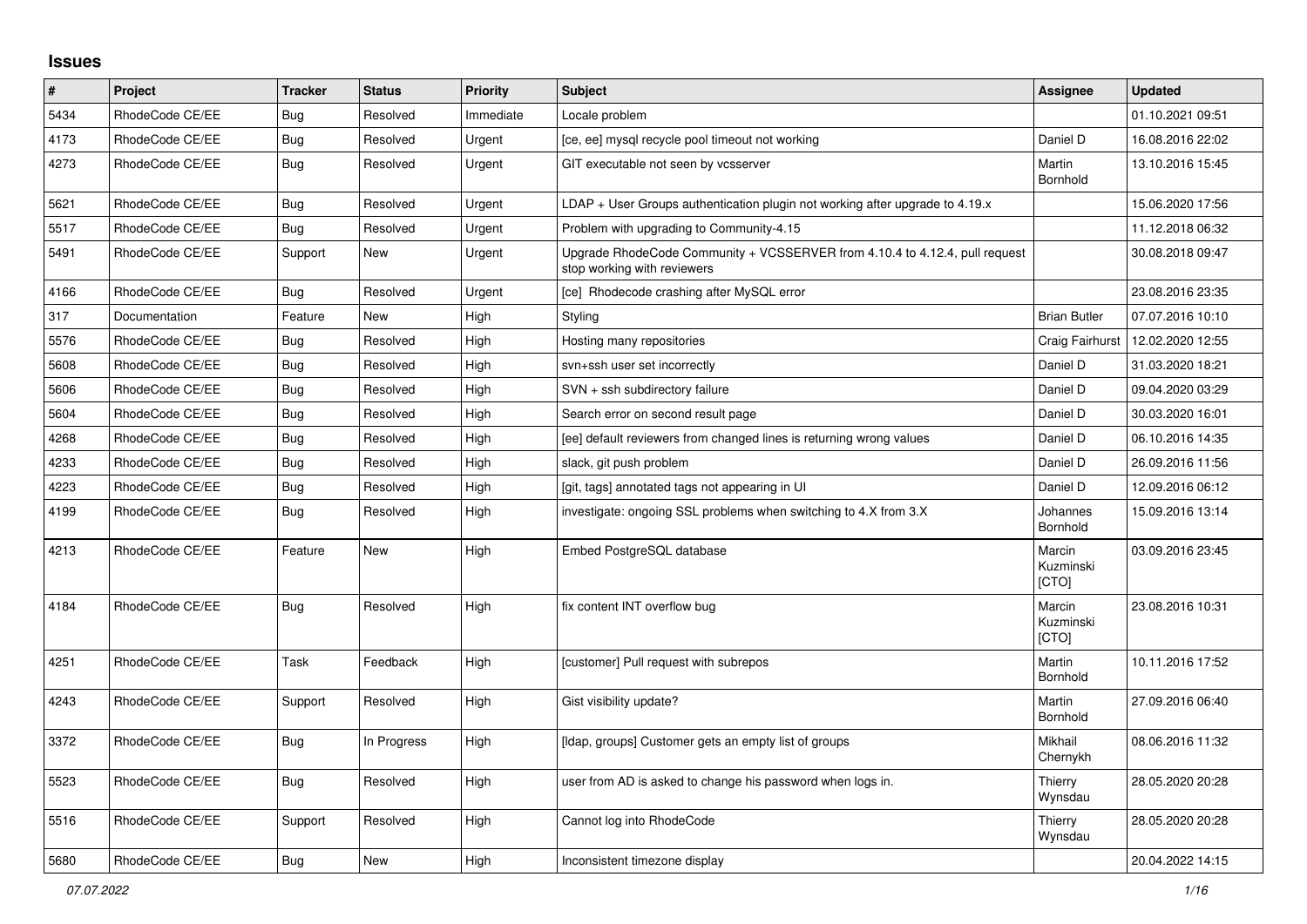# Issues

| # | Project | Tracker | Status | Priority | Subject | Assignee | Updated |
|---|---|---|---|---|---|---|---|
| 5434 | RhodeCode CE/EE | Bug | Resolved | Immediate | Locale problem | | 01.10.2021 09:51 |
| 4173 | RhodeCode CE/EE | Bug | Resolved | Urgent | [ce, ee] mysql recycle pool timeout not working | Daniel D | 16.08.2016 22:02 |
| 4273 | RhodeCode CE/EE | Bug | Resolved | Urgent | GIT executable not seen by vcsserver | Martin Bornhold | 13.10.2016 15:45 |
| 5621 | RhodeCode CE/EE | Bug | Resolved | Urgent | LDAP + User Groups authentication plugin not working after upgrade to 4.19.x | | 15.06.2020 17:56 |
| 5517 | RhodeCode CE/EE | Bug | Resolved | Urgent | Problem with upgrading to Community-4.15 | | 11.12.2018 06:32 |
| 5491 | RhodeCode CE/EE | Support | New | Urgent | Upgrade RhodeCode Community + VCSSERVER from 4.10.4 to 4.12.4, pull request stop working with reviewers | | 30.08.2018 09:47 |
| 4166 | RhodeCode CE/EE | Bug | Resolved | Urgent | [ce] Rhodecode crashing after MySQL error | | 23.08.2016 23:35 |
| 317 | Documentation | Feature | New | High | Styling | Brian Butler | 07.07.2016 10:10 |
| 5576 | RhodeCode CE/EE | Bug | Resolved | High | Hosting many repositories | Craig Fairhurst | 12.02.2020 12:55 |
| 5608 | RhodeCode CE/EE | Bug | Resolved | High | svn+ssh user set incorrectly | Daniel D | 31.03.2020 18:21 |
| 5606 | RhodeCode CE/EE | Bug | Resolved | High | SVN + ssh subdirectory failure | Daniel D | 09.04.2020 03:29 |
| 5604 | RhodeCode CE/EE | Bug | Resolved | High | Search error on second result page | Daniel D | 30.03.2020 16:01 |
| 4268 | RhodeCode CE/EE | Bug | Resolved | High | [ee] default reviewers from changed lines is returning wrong values | Daniel D | 06.10.2016 14:35 |
| 4233 | RhodeCode CE/EE | Bug | Resolved | High | slack, git push problem | Daniel D | 26.09.2016 11:56 |
| 4223 | RhodeCode CE/EE | Bug | Resolved | High | [git, tags] annotated tags not appearing in UI | Daniel D | 12.09.2016 06:12 |
| 4199 | RhodeCode CE/EE | Bug | Resolved | High | investigate: ongoing SSL problems when switching to 4.X from 3.X | Johannes Bornhold | 15.09.2016 13:14 |
| 4213 | RhodeCode CE/EE | Feature | New | High | Embed PostgreSQL database | Marcin Kuzminski [CTO] | 03.09.2016 23:45 |
| 4184 | RhodeCode CE/EE | Bug | Resolved | High | fix content INT overflow bug | Marcin Kuzminski [CTO] | 23.08.2016 10:31 |
| 4251 | RhodeCode CE/EE | Task | Feedback | High | [customer] Pull request with subrepos | Martin Bornhold | 10.11.2016 17:52 |
| 4243 | RhodeCode CE/EE | Support | Resolved | High | Gist visibility update? | Martin Bornhold | 27.09.2016 06:40 |
| 3372 | RhodeCode CE/EE | Bug | In Progress | High | [ldap, groups] Customer gets an empty list of groups | Mikhail Chernykh | 08.06.2016 11:32 |
| 5523 | RhodeCode CE/EE | Bug | Resolved | High | user from AD is asked to change his password when logs in. | Thierry Wynsdau | 28.05.2020 20:28 |
| 5516 | RhodeCode CE/EE | Support | Resolved | High | Cannot log into RhodeCode | Thierry Wynsdau | 28.05.2020 20:28 |
| 5680 | RhodeCode CE/EE | Bug | New | High | Inconsistent timezone display | | 20.04.2022 14:15 |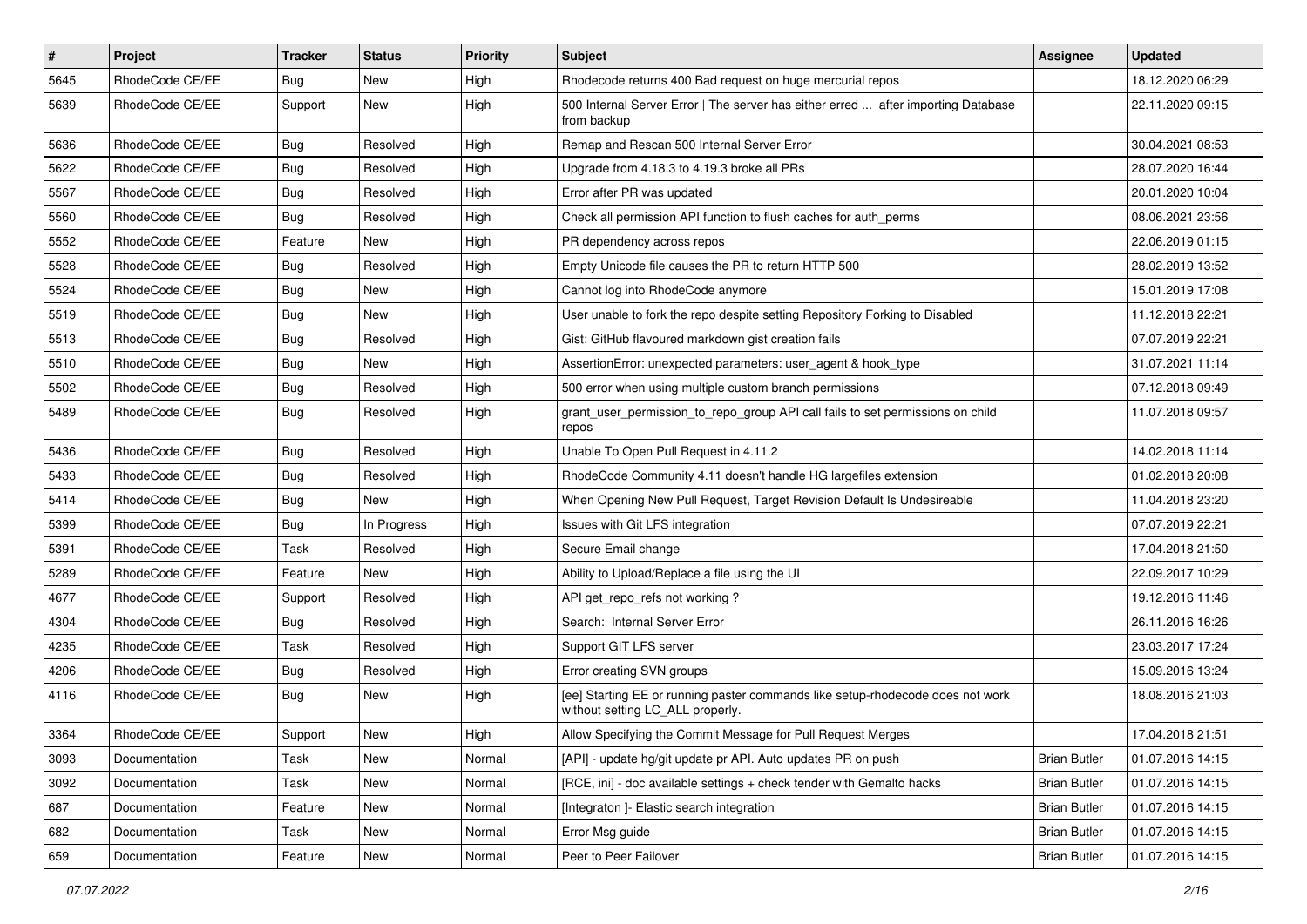| # | Project | Tracker | Status | Priority | Subject | Assignee | Updated |
|---|---|---|---|---|---|---|---|
| 5645 | RhodeCode CE/EE | Bug | New | High | Rhodecode returns 400 Bad request on huge mercurial repos | | 18.12.2020 06:29 |
| 5639 | RhodeCode CE/EE | Support | New | High | 500 Internal Server Error \| The server has either erred ... after importing Database from backup | | 22.11.2020 09:15 |
| 5636 | RhodeCode CE/EE | Bug | Resolved | High | Remap and Rescan 500 Internal Server Error | | 30.04.2021 08:53 |
| 5622 | RhodeCode CE/EE | Bug | Resolved | High | Upgrade from 4.18.3 to 4.19.3 broke all PRs | | 28.07.2020 16:44 |
| 5567 | RhodeCode CE/EE | Bug | Resolved | High | Error after PR was updated | | 20.01.2020 10:04 |
| 5560 | RhodeCode CE/EE | Bug | Resolved | High | Check all permission API function to flush caches for auth_perms | | 08.06.2021 23:56 |
| 5552 | RhodeCode CE/EE | Feature | New | High | PR dependency across repos | | 22.06.2019 01:15 |
| 5528 | RhodeCode CE/EE | Bug | Resolved | High | Empty Unicode file causes the PR to return HTTP 500 | | 28.02.2019 13:52 |
| 5524 | RhodeCode CE/EE | Bug | New | High | Cannot log into RhodeCode anymore | | 15.01.2019 17:08 |
| 5519 | RhodeCode CE/EE | Bug | New | High | User unable to fork the repo despite setting Repository Forking to Disabled | | 11.12.2018 22:21 |
| 5513 | RhodeCode CE/EE | Bug | Resolved | High | Gist: GitHub flavoured markdown gist creation fails | | 07.07.2019 22:21 |
| 5510 | RhodeCode CE/EE | Bug | New | High | AssertionError: unexpected parameters: user_agent & hook_type | | 31.07.2021 11:14 |
| 5502 | RhodeCode CE/EE | Bug | Resolved | High | 500 error when using multiple custom branch permissions | | 07.12.2018 09:49 |
| 5489 | RhodeCode CE/EE | Bug | Resolved | High | grant_user_permission_to_repo_group API call fails to set permissions on child repos | | 11.07.2018 09:57 |
| 5436 | RhodeCode CE/EE | Bug | Resolved | High | Unable To Open Pull Request in 4.11.2 | | 14.02.2018 11:14 |
| 5433 | RhodeCode CE/EE | Bug | Resolved | High | RhodeCode Community 4.11 doesn't handle HG largefiles extension | | 01.02.2018 20:08 |
| 5414 | RhodeCode CE/EE | Bug | New | High | When Opening New Pull Request, Target Revision Default Is Undesireable | | 11.04.2018 23:20 |
| 5399 | RhodeCode CE/EE | Bug | In Progress | High | Issues with Git LFS integration | | 07.07.2019 22:21 |
| 5391 | RhodeCode CE/EE | Task | Resolved | High | Secure Email change | | 17.04.2018 21:50 |
| 5289 | RhodeCode CE/EE | Feature | New | High | Ability to Upload/Replace a file using the UI | | 22.09.2017 10:29 |
| 4677 | RhodeCode CE/EE | Support | Resolved | High | API get_repo_refs not working ? | | 19.12.2016 11:46 |
| 4304 | RhodeCode CE/EE | Bug | Resolved | High | Search: Internal Server Error | | 26.11.2016 16:26 |
| 4235 | RhodeCode CE/EE | Task | Resolved | High | Support GIT LFS server | | 23.03.2017 17:24 |
| 4206 | RhodeCode CE/EE | Bug | Resolved | High | Error creating SVN groups | | 15.09.2016 13:24 |
| 4116 | RhodeCode CE/EE | Bug | New | High | [ee] Starting EE or running paster commands like setup-rhodecode does not work without setting LC_ALL properly. | | 18.08.2016 21:03 |
| 3364 | RhodeCode CE/EE | Support | New | High | Allow Specifying the Commit Message for Pull Request Merges | | 17.04.2018 21:51 |
| 3093 | Documentation | Task | New | Normal | [API] - update hg/git update pr API. Auto updates PR on push | Brian Butler | 01.07.2016 14:15 |
| 3092 | Documentation | Task | New | Normal | [RCE, ini] - doc available settings + check tender with Gemalto hacks | Brian Butler | 01.07.2016 14:15 |
| 687 | Documentation | Feature | New | Normal | [Integraton ]- Elastic search integration | Brian Butler | 01.07.2016 14:15 |
| 682 | Documentation | Task | New | Normal | Error Msg guide | Brian Butler | 01.07.2016 14:15 |
| 659 | Documentation | Feature | New | Normal | Peer to Peer Failover | Brian Butler | 01.07.2016 14:15 |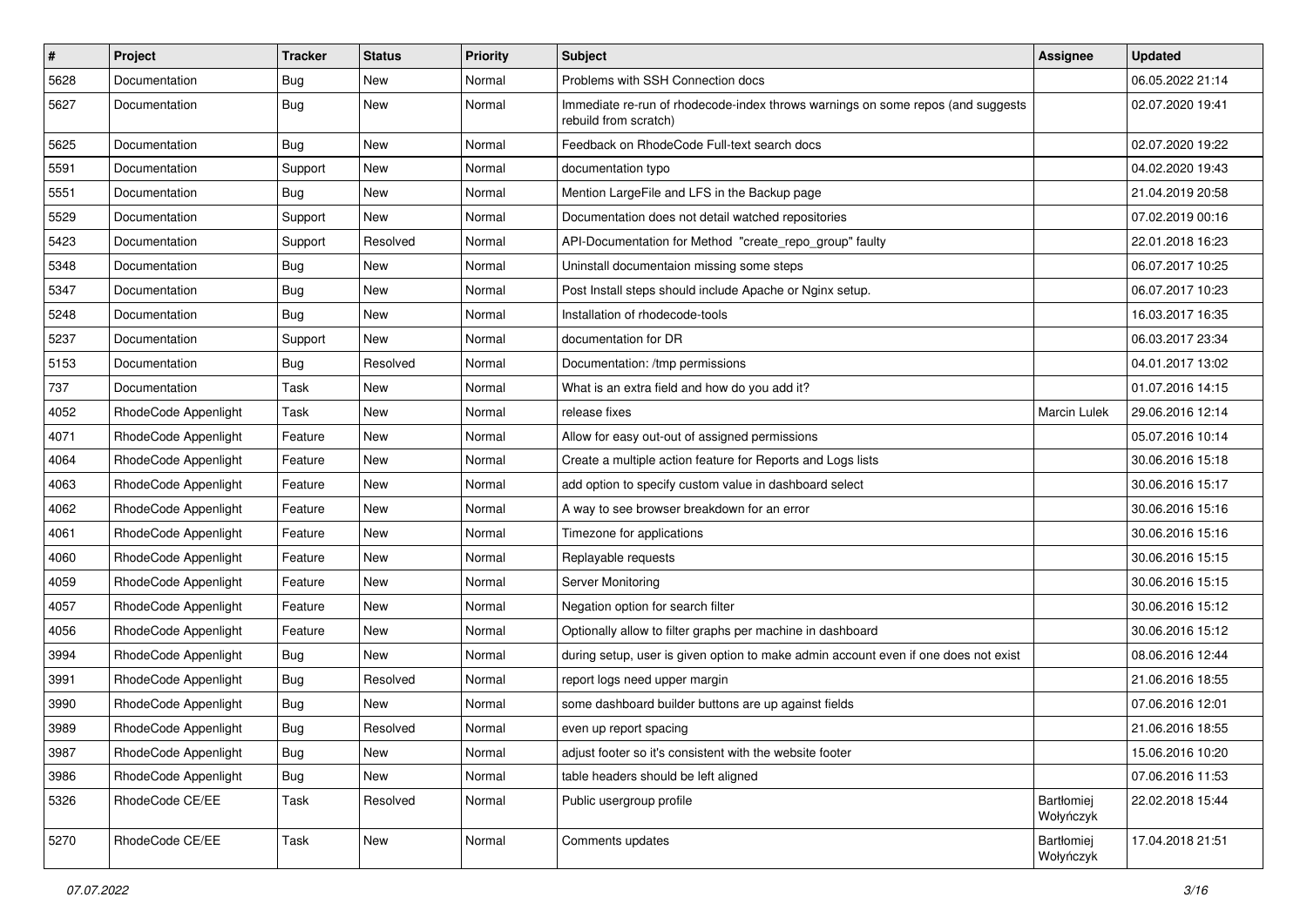| # | Project | Tracker | Status | Priority | Subject | Assignee | Updated |
|---|---|---|---|---|---|---|---|
| 5628 | Documentation | Bug | New | Normal | Problems with SSH Connection docs | | 06.05.2022 21:14 |
| 5627 | Documentation | Bug | New | Normal | Immediate re-run of rhodecode-index throws warnings on some repos (and suggests rebuild from scratch) | | 02.07.2020 19:41 |
| 5625 | Documentation | Bug | New | Normal | Feedback on RhodeCode Full-text search docs | | 02.07.2020 19:22 |
| 5591 | Documentation | Support | New | Normal | documentation typo | | 04.02.2020 19:43 |
| 5551 | Documentation | Bug | New | Normal | Mention LargeFile and LFS in the Backup page | | 21.04.2019 20:58 |
| 5529 | Documentation | Support | New | Normal | Documentation does not detail watched repositories | | 07.02.2019 00:16 |
| 5423 | Documentation | Support | Resolved | Normal | API-Documentation for Method "create_repo_group" faulty | | 22.01.2018 16:23 |
| 5348 | Documentation | Bug | New | Normal | Uninstall documentaion missing some steps | | 06.07.2017 10:25 |
| 5347 | Documentation | Bug | New | Normal | Post Install steps should include Apache or Nginx setup. | | 06.07.2017 10:23 |
| 5248 | Documentation | Bug | New | Normal | Installation of rhodecode-tools | | 16.03.2017 16:35 |
| 5237 | Documentation | Support | New | Normal | documentation for DR | | 06.03.2017 23:34 |
| 5153 | Documentation | Bug | Resolved | Normal | Documentation: /tmp permissions | | 04.01.2017 13:02 |
| 737 | Documentation | Task | New | Normal | What is an extra field and how do you add it? | | 01.07.2016 14:15 |
| 4052 | RhodeCode Appenlight | Task | New | Normal | release fixes | Marcin Lulek | 29.06.2016 12:14 |
| 4071 | RhodeCode Appenlight | Feature | New | Normal | Allow for easy out-out of assigned permissions | | 05.07.2016 10:14 |
| 4064 | RhodeCode Appenlight | Feature | New | Normal | Create a multiple action feature for Reports and Logs lists | | 30.06.2016 15:18 |
| 4063 | RhodeCode Appenlight | Feature | New | Normal | add option to specify custom value in dashboard select | | 30.06.2016 15:17 |
| 4062 | RhodeCode Appenlight | Feature | New | Normal | A way to see browser breakdown for an error | | 30.06.2016 15:16 |
| 4061 | RhodeCode Appenlight | Feature | New | Normal | Timezone for applications | | 30.06.2016 15:16 |
| 4060 | RhodeCode Appenlight | Feature | New | Normal | Replayable requests | | 30.06.2016 15:15 |
| 4059 | RhodeCode Appenlight | Feature | New | Normal | Server Monitoring | | 30.06.2016 15:15 |
| 4057 | RhodeCode Appenlight | Feature | New | Normal | Negation option for search filter | | 30.06.2016 15:12 |
| 4056 | RhodeCode Appenlight | Feature | New | Normal | Optionally allow to filter graphs per machine in dashboard | | 30.06.2016 15:12 |
| 3994 | RhodeCode Appenlight | Bug | New | Normal | during setup, user is given option to make admin account even if one does not exist | | 08.06.2016 12:44 |
| 3991 | RhodeCode Appenlight | Bug | Resolved | Normal | report logs need upper margin | | 21.06.2016 18:55 |
| 3990 | RhodeCode Appenlight | Bug | New | Normal | some dashboard builder buttons are up against fields | | 07.06.2016 12:01 |
| 3989 | RhodeCode Appenlight | Bug | Resolved | Normal | even up report spacing | | 21.06.2016 18:55 |
| 3987 | RhodeCode Appenlight | Bug | New | Normal | adjust footer so it's consistent with the website footer | | 15.06.2016 10:20 |
| 3986 | RhodeCode Appenlight | Bug | New | Normal | table headers should be left aligned | | 07.06.2016 11:53 |
| 5326 | RhodeCode CE/EE | Task | Resolved | Normal | Public usergroup profile | Bartłomiej Wołyńczyk | 22.02.2018 15:44 |
| 5270 | RhodeCode CE/EE | Task | New | Normal | Comments updates | Bartłomiej Wołyńczyk | 17.04.2018 21:51 |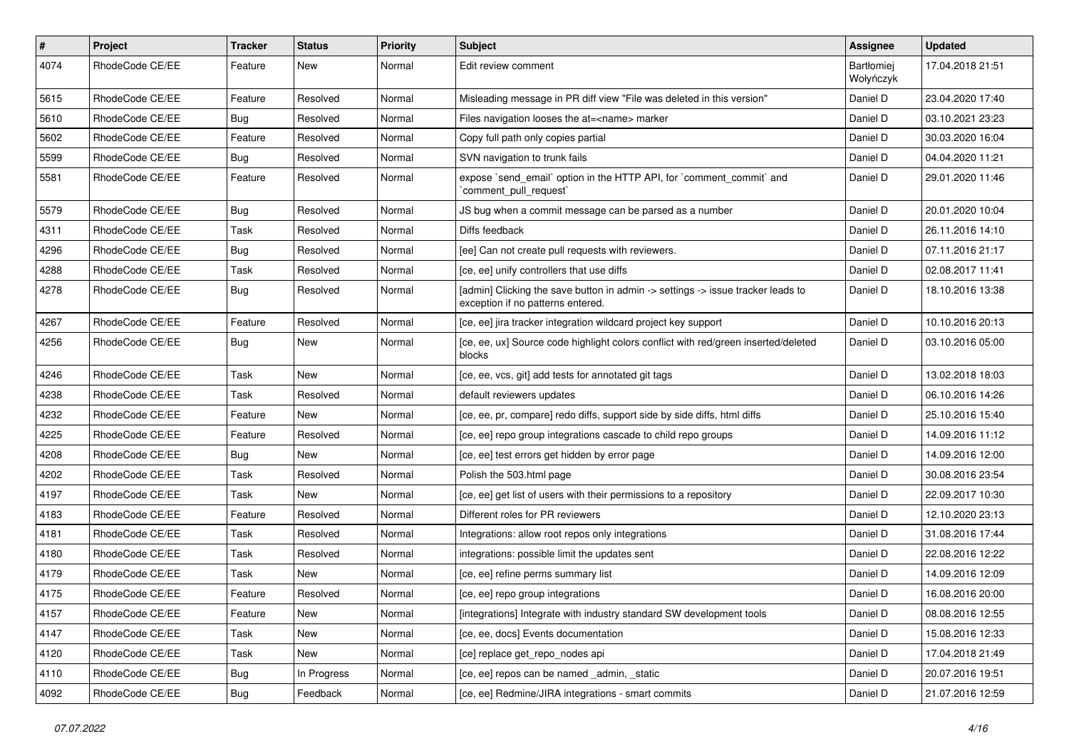| # | Project | Tracker | Status | Priority | Subject | Assignee | Updated |
|---|---|---|---|---|---|---|---|
| 4074 | RhodeCode CE/EE | Feature | New | Normal | Edit review comment | Bartłomiej Wołyńczyk | 17.04.2018 21:51 |
| 5615 | RhodeCode CE/EE | Feature | Resolved | Normal | Misleading message in PR diff view "File was deleted in this version" | Daniel D | 23.04.2020 17:40 |
| 5610 | RhodeCode CE/EE | Bug | Resolved | Normal | Files navigation looses the at=<name> marker | Daniel D | 03.10.2021 23:23 |
| 5602 | RhodeCode CE/EE | Feature | Resolved | Normal | Copy full path only copies partial | Daniel D | 30.03.2020 16:04 |
| 5599 | RhodeCode CE/EE | Bug | Resolved | Normal | SVN navigation to trunk fails | Daniel D | 04.04.2020 11:21 |
| 5581 | RhodeCode CE/EE | Feature | Resolved | Normal | expose `send_email` option in the HTTP API, for `comment_commit` and `comment_pull_request` | Daniel D | 29.01.2020 11:46 |
| 5579 | RhodeCode CE/EE | Bug | Resolved | Normal | JS bug when a commit message can be parsed as a number | Daniel D | 20.01.2020 10:04 |
| 4311 | RhodeCode CE/EE | Task | Resolved | Normal | Diffs feedback | Daniel D | 26.11.2016 14:10 |
| 4296 | RhodeCode CE/EE | Bug | Resolved | Normal | [ee] Can not create pull requests with reviewers. | Daniel D | 07.11.2016 21:17 |
| 4288 | RhodeCode CE/EE | Task | Resolved | Normal | [ce, ee] unify controllers that use diffs | Daniel D | 02.08.2017 11:41 |
| 4278 | RhodeCode CE/EE | Bug | Resolved | Normal | [admin] Clicking the save button in admin -> settings -> issue tracker leads to exception if no patterns entered. | Daniel D | 18.10.2016 13:38 |
| 4267 | RhodeCode CE/EE | Feature | Resolved | Normal | [ce, ee] jira tracker integration wildcard project key support | Daniel D | 10.10.2016 20:13 |
| 4256 | RhodeCode CE/EE | Bug | New | Normal | [ce, ee, ux] Source code highlight colors conflict with red/green inserted/deleted blocks | Daniel D | 03.10.2016 05:00 |
| 4246 | RhodeCode CE/EE | Task | New | Normal | [ce, ee, vcs, git] add tests for annotated git tags | Daniel D | 13.02.2018 18:03 |
| 4238 | RhodeCode CE/EE | Task | Resolved | Normal | default reviewers updates | Daniel D | 06.10.2016 14:26 |
| 4232 | RhodeCode CE/EE | Feature | New | Normal | [ce, ee, pr, compare] redo diffs, support side by side diffs, html diffs | Daniel D | 25.10.2016 15:40 |
| 4225 | RhodeCode CE/EE | Feature | Resolved | Normal | [ce, ee] repo group integrations cascade to child repo groups | Daniel D | 14.09.2016 11:12 |
| 4208 | RhodeCode CE/EE | Bug | New | Normal | [ce, ee] test errors get hidden by error page | Daniel D | 14.09.2016 12:00 |
| 4202 | RhodeCode CE/EE | Task | Resolved | Normal | Polish the 503.html page | Daniel D | 30.08.2016 23:54 |
| 4197 | RhodeCode CE/EE | Task | New | Normal | [ce, ee] get list of users with their permissions to a repository | Daniel D | 22.09.2017 10:30 |
| 4183 | RhodeCode CE/EE | Feature | Resolved | Normal | Different roles for PR reviewers | Daniel D | 12.10.2020 23:13 |
| 4181 | RhodeCode CE/EE | Task | Resolved | Normal | Integrations: allow root repos only integrations | Daniel D | 31.08.2016 17:44 |
| 4180 | RhodeCode CE/EE | Task | Resolved | Normal | integrations: possible limit the updates sent | Daniel D | 22.08.2016 12:22 |
| 4179 | RhodeCode CE/EE | Task | New | Normal | [ce, ee] refine perms summary list | Daniel D | 14.09.2016 12:09 |
| 4175 | RhodeCode CE/EE | Feature | Resolved | Normal | [ce, ee] repo group integrations | Daniel D | 16.08.2016 20:00 |
| 4157 | RhodeCode CE/EE | Feature | New | Normal | [integrations] Integrate with industry standard SW development tools | Daniel D | 08.08.2016 12:55 |
| 4147 | RhodeCode CE/EE | Task | New | Normal | [ce, ee, docs] Events documentation | Daniel D | 15.08.2016 12:33 |
| 4120 | RhodeCode CE/EE | Task | New | Normal | [ce] replace get_repo_nodes api | Daniel D | 17.04.2018 21:49 |
| 4110 | RhodeCode CE/EE | Bug | In Progress | Normal | [ce, ee] repos can be named _admin, _static | Daniel D | 20.07.2016 19:51 |
| 4092 | RhodeCode CE/EE | Bug | Feedback | Normal | [ce, ee] Redmine/JIRA integrations - smart commits | Daniel D | 21.07.2016 12:59 |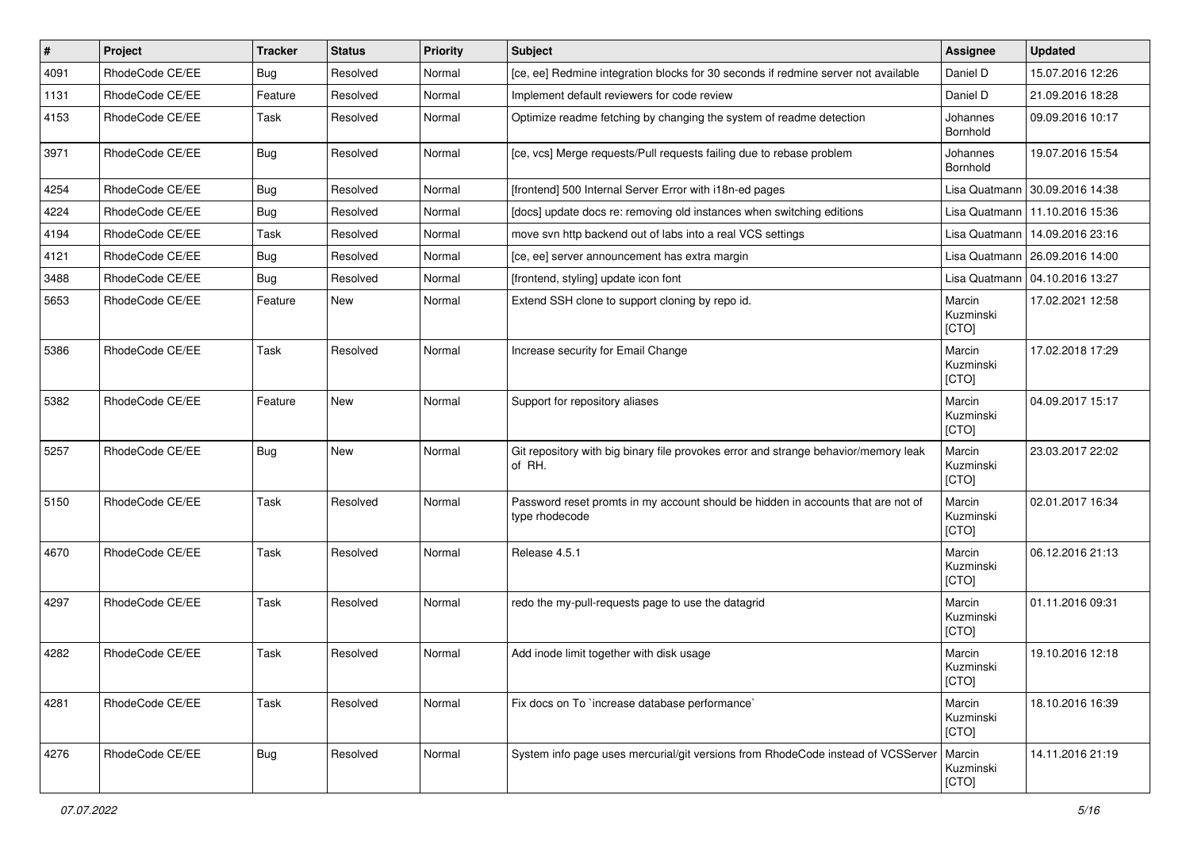| # | Project | Tracker | Status | Priority | Subject | Assignee | Updated |
|---|---|---|---|---|---|---|---|
| 4091 | RhodeCode CE/EE | Bug | Resolved | Normal | [ce, ee] Redmine integration blocks for 30 seconds if redmine server not available | Daniel D | 15.07.2016 12:26 |
| 1131 | RhodeCode CE/EE | Feature | Resolved | Normal | Implement default reviewers for code review | Daniel D | 21.09.2016 18:28 |
| 4153 | RhodeCode CE/EE | Task | Resolved | Normal | Optimize readme fetching by changing the system of readme detection | Johannes Bornhold | 09.09.2016 10:17 |
| 3971 | RhodeCode CE/EE | Bug | Resolved | Normal | [ce, vcs] Merge requests/Pull requests failing due to rebase problem | Johannes Bornhold | 19.07.2016 15:54 |
| 4254 | RhodeCode CE/EE | Bug | Resolved | Normal | [frontend] 500 Internal Server Error with i18n-ed pages | Lisa Quatmann | 30.09.2016 14:38 |
| 4224 | RhodeCode CE/EE | Bug | Resolved | Normal | [docs] update docs re: removing old instances when switching editions | Lisa Quatmann | 11.10.2016 15:36 |
| 4194 | RhodeCode CE/EE | Task | Resolved | Normal | move svn http backend out of labs into a real VCS settings | Lisa Quatmann | 14.09.2016 23:16 |
| 4121 | RhodeCode CE/EE | Bug | Resolved | Normal | [ce, ee] server announcement has extra margin | Lisa Quatmann | 26.09.2016 14:00 |
| 3488 | RhodeCode CE/EE | Bug | Resolved | Normal | [frontend, styling] update icon font | Lisa Quatmann | 04.10.2016 13:27 |
| 5653 | RhodeCode CE/EE | Feature | New | Normal | Extend SSH clone to support cloning by repo id. | Marcin Kuzminski [CTO] | 17.02.2021 12:58 |
| 5386 | RhodeCode CE/EE | Task | Resolved | Normal | Increase security for Email Change | Marcin Kuzminski [CTO] | 17.02.2018 17:29 |
| 5382 | RhodeCode CE/EE | Feature | New | Normal | Support for repository aliases | Marcin Kuzminski [CTO] | 04.09.2017 15:17 |
| 5257 | RhodeCode CE/EE | Bug | New | Normal | Git repository with big binary file provokes error and strange behavior/memory leak of RH. | Marcin Kuzminski [CTO] | 23.03.2017 22:02 |
| 5150 | RhodeCode CE/EE | Task | Resolved | Normal | Password reset promts in my account should be hidden in accounts that are not of type rhodecode | Marcin Kuzminski [CTO] | 02.01.2017 16:34 |
| 4670 | RhodeCode CE/EE | Task | Resolved | Normal | Release 4.5.1 | Marcin Kuzminski [CTO] | 06.12.2016 21:13 |
| 4297 | RhodeCode CE/EE | Task | Resolved | Normal | redo the my-pull-requests page to use the datagrid | Marcin Kuzminski [CTO] | 01.11.2016 09:31 |
| 4282 | RhodeCode CE/EE | Task | Resolved | Normal | Add inode limit together with disk usage | Marcin Kuzminski [CTO] | 19.10.2016 12:18 |
| 4281 | RhodeCode CE/EE | Task | Resolved | Normal | Fix docs on To `increase database performance` | Marcin Kuzminski [CTO] | 18.10.2016 16:39 |
| 4276 | RhodeCode CE/EE | Bug | Resolved | Normal | System info page uses mercurial/git versions from RhodeCode instead of VCSServer | Marcin Kuzminski [CTO] | 14.11.2016 21:19 |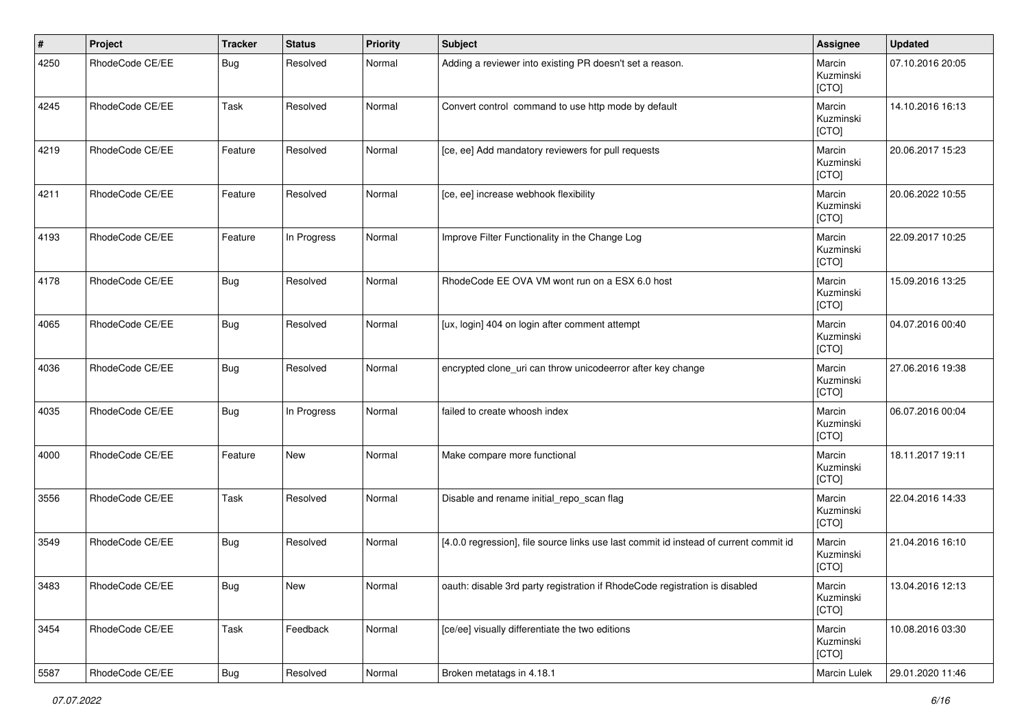| # | Project | Tracker | Status | Priority | Subject | Assignee | Updated |
|---|---|---|---|---|---|---|---|
| 4250 | RhodeCode CE/EE | Bug | Resolved | Normal | Adding a reviewer into existing PR doesn't set a reason. | Marcin Kuzminski [CTO] | 07.10.2016 20:05 |
| 4245 | RhodeCode CE/EE | Task | Resolved | Normal | Convert control command to use http mode by default | Marcin Kuzminski [CTO] | 14.10.2016 16:13 |
| 4219 | RhodeCode CE/EE | Feature | Resolved | Normal | [ce, ee] Add mandatory reviewers for pull requests | Marcin Kuzminski [CTO] | 20.06.2017 15:23 |
| 4211 | RhodeCode CE/EE | Feature | Resolved | Normal | [ce, ee] increase webhook flexibility | Marcin Kuzminski [CTO] | 20.06.2022 10:55 |
| 4193 | RhodeCode CE/EE | Feature | In Progress | Normal | Improve Filter Functionality in the Change Log | Marcin Kuzminski [CTO] | 22.09.2017 10:25 |
| 4178 | RhodeCode CE/EE | Bug | Resolved | Normal | RhodeCode EE OVA VM wont run on a ESX 6.0 host | Marcin Kuzminski [CTO] | 15.09.2016 13:25 |
| 4065 | RhodeCode CE/EE | Bug | Resolved | Normal | [ux, login] 404 on login after comment attempt | Marcin Kuzminski [CTO] | 04.07.2016 00:40 |
| 4036 | RhodeCode CE/EE | Bug | Resolved | Normal | encrypted clone_uri can throw unicodeerror after key change | Marcin Kuzminski [CTO] | 27.06.2016 19:38 |
| 4035 | RhodeCode CE/EE | Bug | In Progress | Normal | failed to create whoosh index | Marcin Kuzminski [CTO] | 06.07.2016 00:04 |
| 4000 | RhodeCode CE/EE | Feature | New | Normal | Make compare more functional | Marcin Kuzminski [CTO] | 18.11.2017 19:11 |
| 3556 | RhodeCode CE/EE | Task | Resolved | Normal | Disable and rename initial_repo_scan flag | Marcin Kuzminski [CTO] | 22.04.2016 14:33 |
| 3549 | RhodeCode CE/EE | Bug | Resolved | Normal | [4.0.0 regression], file source links use last commit id instead of current commit id | Marcin Kuzminski [CTO] | 21.04.2016 16:10 |
| 3483 | RhodeCode CE/EE | Bug | New | Normal | oauth: disable 3rd party registration if RhodeCode registration is disabled | Marcin Kuzminski [CTO] | 13.04.2016 12:13 |
| 3454 | RhodeCode CE/EE | Task | Feedback | Normal | [ce/ee] visually differentiate the two editions | Marcin Kuzminski [CTO] | 10.08.2016 03:30 |
| 5587 | RhodeCode CE/EE | Bug | Resolved | Normal | Broken metatags in 4.18.1 | Marcin Lulek | 29.01.2020 11:46 |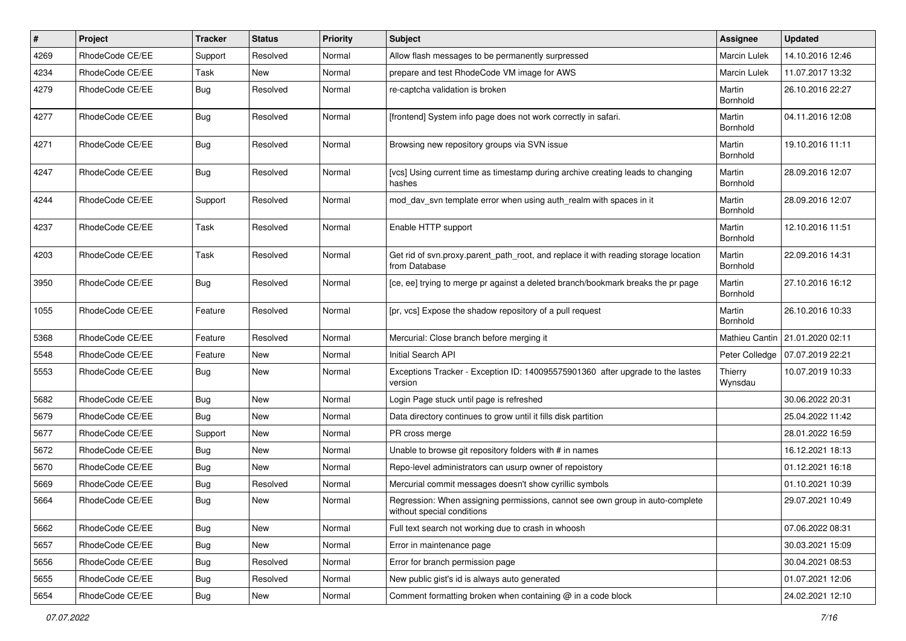| # | Project | Tracker | Status | Priority | Subject | Assignee | Updated |
|---|---|---|---|---|---|---|---|
| 4269 | RhodeCode CE/EE | Support | Resolved | Normal | Allow flash messages to be permanently surpressed | Marcin Lulek | 14.10.2016 12:46 |
| 4234 | RhodeCode CE/EE | Task | New | Normal | prepare and test RhodeCode VM image for AWS | Marcin Lulek | 11.07.2017 13:32 |
| 4279 | RhodeCode CE/EE | Bug | Resolved | Normal | re-captcha validation is broken | Martin Bornhold | 26.10.2016 22:27 |
| 4277 | RhodeCode CE/EE | Bug | Resolved | Normal | [frontend] System info page does not work correctly in safari. | Martin Bornhold | 04.11.2016 12:08 |
| 4271 | RhodeCode CE/EE | Bug | Resolved | Normal | Browsing new repository groups via SVN issue | Martin Bornhold | 19.10.2016 11:11 |
| 4247 | RhodeCode CE/EE | Bug | Resolved | Normal | [vcs] Using current time as timestamp during archive creating leads to changing hashes | Martin Bornhold | 28.09.2016 12:07 |
| 4244 | RhodeCode CE/EE | Support | Resolved | Normal | mod_dav_svn template error when using auth_realm with spaces in it | Martin Bornhold | 28.09.2016 12:07 |
| 4237 | RhodeCode CE/EE | Task | Resolved | Normal | Enable HTTP support | Martin Bornhold | 12.10.2016 11:51 |
| 4203 | RhodeCode CE/EE | Task | Resolved | Normal | Get rid of svn.proxy.parent_path_root, and replace it with reading storage location from Database | Martin Bornhold | 22.09.2016 14:31 |
| 3950 | RhodeCode CE/EE | Bug | Resolved | Normal | [ce, ee] trying to merge pr against a deleted branch/bookmark breaks the pr page | Martin Bornhold | 27.10.2016 16:12 |
| 1055 | RhodeCode CE/EE | Feature | Resolved | Normal | [pr, vcs] Expose the shadow repository of a pull request | Martin Bornhold | 26.10.2016 10:33 |
| 5368 | RhodeCode CE/EE | Feature | Resolved | Normal | Mercurial: Close branch before merging it | Mathieu Cantin | 21.01.2020 02:11 |
| 5548 | RhodeCode CE/EE | Feature | New | Normal | Initial Search API | Peter Colledge | 07.07.2019 22:21 |
| 5553 | RhodeCode CE/EE | Bug | New | Normal | Exceptions Tracker - Exception ID: 140095575901360 after upgrade to the lastes version | Thierry Wynsdau | 10.07.2019 10:33 |
| 5682 | RhodeCode CE/EE | Bug | New | Normal | Login Page stuck until page is refreshed | | 30.06.2022 20:31 |
| 5679 | RhodeCode CE/EE | Bug | New | Normal | Data directory continues to grow until it fills disk partition | | 25.04.2022 11:42 |
| 5677 | RhodeCode CE/EE | Support | New | Normal | PR cross merge | | 28.01.2022 16:59 |
| 5672 | RhodeCode CE/EE | Bug | New | Normal | Unable to browse git repository folders with # in names | | 16.12.2021 18:13 |
| 5670 | RhodeCode CE/EE | Bug | New | Normal | Repo-level administrators can usurp owner of repoistory | | 01.12.2021 16:18 |
| 5669 | RhodeCode CE/EE | Bug | Resolved | Normal | Mercurial commit messages doesn't show cyrillic symbols | | 01.10.2021 10:39 |
| 5664 | RhodeCode CE/EE | Bug | New | Normal | Regression: When assigning permissions, cannot see own group in auto-complete without special conditions | | 29.07.2021 10:49 |
| 5662 | RhodeCode CE/EE | Bug | New | Normal | Full text search not working due to crash in whoosh | | 07.06.2022 08:31 |
| 5657 | RhodeCode CE/EE | Bug | New | Normal | Error in maintenance page | | 30.03.2021 15:09 |
| 5656 | RhodeCode CE/EE | Bug | Resolved | Normal | Error for branch permission page | | 30.04.2021 08:53 |
| 5655 | RhodeCode CE/EE | Bug | Resolved | Normal | New public gist's id is always auto generated | | 01.07.2021 12:06 |
| 5654 | RhodeCode CE/EE | Bug | New | Normal | Comment formatting broken when containing @ in a code block | | 24.02.2021 12:10 |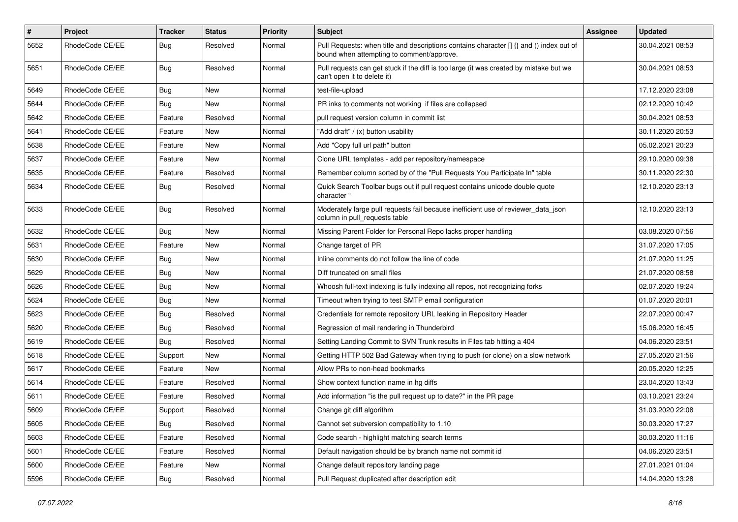| # | Project | Tracker | Status | Priority | Subject | Assignee | Updated |
|---|---|---|---|---|---|---|---|
| 5652 | RhodeCode CE/EE | Bug | Resolved | Normal | Pull Requests: when title and descriptions contains character [] {} and () index out of bound when attempting to comment/approve. | | 30.04.2021 08:53 |
| 5651 | RhodeCode CE/EE | Bug | Resolved | Normal | Pull requests can get stuck if the diff is too large (it was created by mistake but we can't open it to delete it) | | 30.04.2021 08:53 |
| 5649 | RhodeCode CE/EE | Bug | New | Normal | test-file-upload | | 17.12.2020 23:08 |
| 5644 | RhodeCode CE/EE | Bug | New | Normal | PR inks to comments not working if files are collapsed | | 02.12.2020 10:42 |
| 5642 | RhodeCode CE/EE | Feature | Resolved | Normal | pull request version column in commit list | | 30.04.2021 08:53 |
| 5641 | RhodeCode CE/EE | Feature | New | Normal | "Add draft" / (x) button usability | | 30.11.2020 20:53 |
| 5638 | RhodeCode CE/EE | Feature | New | Normal | Add "Copy full url path" button | | 05.02.2021 20:23 |
| 5637 | RhodeCode CE/EE | Feature | New | Normal | Clone URL templates - add per repository/namespace | | 29.10.2020 09:38 |
| 5635 | RhodeCode CE/EE | Feature | Resolved | Normal | Remember column sorted by of the "Pull Requests You Participate In" table | | 30.11.2020 22:30 |
| 5634 | RhodeCode CE/EE | Bug | Resolved | Normal | Quick Search Toolbar bugs out if pull request contains unicode double quote character " | | 12.10.2020 23:13 |
| 5633 | RhodeCode CE/EE | Bug | Resolved | Normal | Moderately large pull requests fail because inefficient use of reviewer_data_json column in pull_requests table | | 12.10.2020 23:13 |
| 5632 | RhodeCode CE/EE | Bug | New | Normal | Missing Parent Folder for Personal Repo lacks proper handling | | 03.08.2020 07:56 |
| 5631 | RhodeCode CE/EE | Feature | New | Normal | Change target of PR | | 31.07.2020 17:05 |
| 5630 | RhodeCode CE/EE | Bug | New | Normal | Inline comments do not follow the line of code | | 21.07.2020 11:25 |
| 5629 | RhodeCode CE/EE | Bug | New | Normal | Diff truncated on small files | | 21.07.2020 08:58 |
| 5626 | RhodeCode CE/EE | Bug | New | Normal | Whoosh full-text indexing is fully indexing all repos, not recognizing forks | | 02.07.2020 19:24 |
| 5624 | RhodeCode CE/EE | Bug | New | Normal | Timeout when trying to test SMTP email configuration | | 01.07.2020 20:01 |
| 5623 | RhodeCode CE/EE | Bug | Resolved | Normal | Credentials for remote repository URL leaking in Repository Header | | 22.07.2020 00:47 |
| 5620 | RhodeCode CE/EE | Bug | Resolved | Normal | Regression of mail rendering in Thunderbird | | 15.06.2020 16:45 |
| 5619 | RhodeCode CE/EE | Bug | Resolved | Normal | Setting Landing Commit to SVN Trunk results in Files tab hitting a 404 | | 04.06.2020 23:51 |
| 5618 | RhodeCode CE/EE | Support | New | Normal | Getting HTTP 502 Bad Gateway when trying to push (or clone) on a slow network | | 27.05.2020 21:56 |
| 5617 | RhodeCode CE/EE | Feature | New | Normal | Allow PRs to non-head bookmarks | | 20.05.2020 12:25 |
| 5614 | RhodeCode CE/EE | Feature | Resolved | Normal | Show context function name in hg diffs | | 23.04.2020 13:43 |
| 5611 | RhodeCode CE/EE | Feature | Resolved | Normal | Add information "is the pull request up to date?" in the PR page | | 03.10.2021 23:24 |
| 5609 | RhodeCode CE/EE | Support | Resolved | Normal | Change git diff algorithm | | 31.03.2020 22:08 |
| 5605 | RhodeCode CE/EE | Bug | Resolved | Normal | Cannot set subversion compatibility to 1.10 | | 30.03.2020 17:27 |
| 5603 | RhodeCode CE/EE | Feature | Resolved | Normal | Code search - highlight matching search terms | | 30.03.2020 11:16 |
| 5601 | RhodeCode CE/EE | Feature | Resolved | Normal | Default navigation should be by branch name not commit id | | 04.06.2020 23:51 |
| 5600 | RhodeCode CE/EE | Feature | New | Normal | Change default repository landing page | | 27.01.2021 01:04 |
| 5596 | RhodeCode CE/EE | Bug | Resolved | Normal | Pull Request duplicated after description edit | | 14.04.2020 13:28 |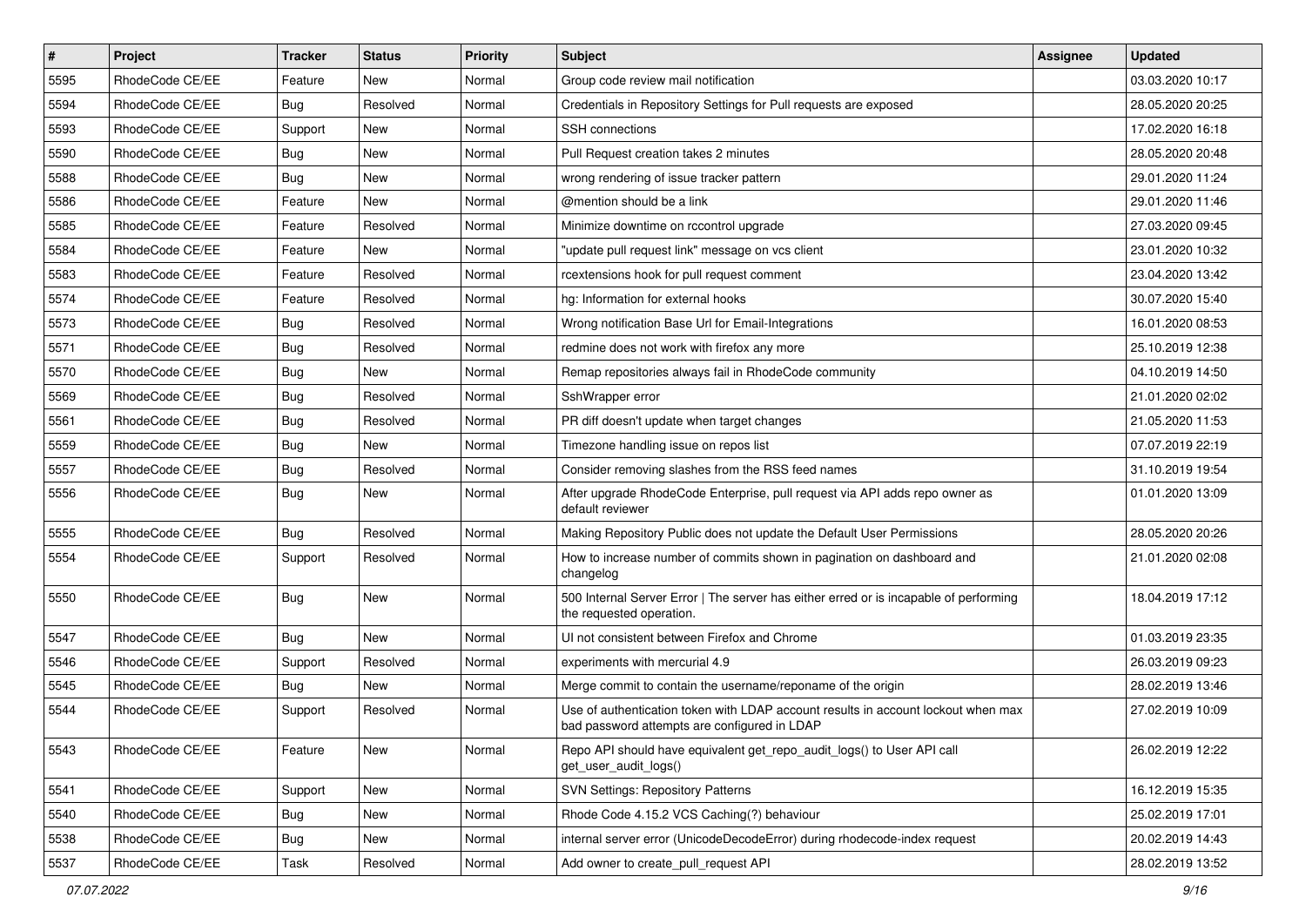| # | Project | Tracker | Status | Priority | Subject | Assignee | Updated |
|---|---|---|---|---|---|---|---|
| 5595 | RhodeCode CE/EE | Feature | New | Normal | Group code review mail notification | | 03.03.2020 10:17 |
| 5594 | RhodeCode CE/EE | Bug | Resolved | Normal | Credentials in Repository Settings for Pull requests are exposed | | 28.05.2020 20:25 |
| 5593 | RhodeCode CE/EE | Support | New | Normal | SSH connections | | 17.02.2020 16:18 |
| 5590 | RhodeCode CE/EE | Bug | New | Normal | Pull Request creation takes 2 minutes | | 28.05.2020 20:48 |
| 5588 | RhodeCode CE/EE | Bug | New | Normal | wrong rendering of issue tracker pattern | | 29.01.2020 11:24 |
| 5586 | RhodeCode CE/EE | Feature | New | Normal | @mention should be a link | | 29.01.2020 11:46 |
| 5585 | RhodeCode CE/EE | Feature | Resolved | Normal | Minimize downtime on rccontrol upgrade | | 27.03.2020 09:45 |
| 5584 | RhodeCode CE/EE | Feature | New | Normal | "update pull request link" message on vcs client | | 23.01.2020 10:32 |
| 5583 | RhodeCode CE/EE | Feature | Resolved | Normal | rcextensions hook for pull request comment | | 23.04.2020 13:42 |
| 5574 | RhodeCode CE/EE | Feature | Resolved | Normal | hg: Information for external hooks | | 30.07.2020 15:40 |
| 5573 | RhodeCode CE/EE | Bug | Resolved | Normal | Wrong notification Base Url for Email-Integrations | | 16.01.2020 08:53 |
| 5571 | RhodeCode CE/EE | Bug | Resolved | Normal | redmine does not work with firefox any more | | 25.10.2019 12:38 |
| 5570 | RhodeCode CE/EE | Bug | New | Normal | Remap repositories always fail in RhodeCode community | | 04.10.2019 14:50 |
| 5569 | RhodeCode CE/EE | Bug | Resolved | Normal | SshWrapper error | | 21.01.2020 02:02 |
| 5561 | RhodeCode CE/EE | Bug | Resolved | Normal | PR diff doesn't update when target changes | | 21.05.2020 11:53 |
| 5559 | RhodeCode CE/EE | Bug | New | Normal | Timezone handling issue on repos list | | 07.07.2019 22:19 |
| 5557 | RhodeCode CE/EE | Bug | Resolved | Normal | Consider removing slashes from the RSS feed names | | 31.10.2019 19:54 |
| 5556 | RhodeCode CE/EE | Bug | New | Normal | After upgrade RhodeCode Enterprise, pull request via API adds repo owner as default reviewer | | 01.01.2020 13:09 |
| 5555 | RhodeCode CE/EE | Bug | Resolved | Normal | Making Repository Public does not update the Default User Permissions | | 28.05.2020 20:26 |
| 5554 | RhodeCode CE/EE | Support | Resolved | Normal | How to increase number of commits shown in pagination on dashboard and changelog | | 21.01.2020 02:08 |
| 5550 | RhodeCode CE/EE | Bug | New | Normal | 500 Internal Server Error \| The server has either erred or is incapable of performing the requested operation. | | 18.04.2019 17:12 |
| 5547 | RhodeCode CE/EE | Bug | New | Normal | UI not consistent between Firefox and Chrome | | 01.03.2019 23:35 |
| 5546 | RhodeCode CE/EE | Support | Resolved | Normal | experiments with mercurial 4.9 | | 26.03.2019 09:23 |
| 5545 | RhodeCode CE/EE | Bug | New | Normal | Merge commit to contain the username/reponame of the origin | | 28.02.2019 13:46 |
| 5544 | RhodeCode CE/EE | Support | Resolved | Normal | Use of authentication token with LDAP account results in account lockout when max bad password attempts are configured in LDAP | | 27.02.2019 10:09 |
| 5543 | RhodeCode CE/EE | Feature | New | Normal | Repo API should have equivalent get_repo_audit_logs() to User API call get_user_audit_logs() | | 26.02.2019 12:22 |
| 5541 | RhodeCode CE/EE | Support | New | Normal | SVN Settings: Repository Patterns | | 16.12.2019 15:35 |
| 5540 | RhodeCode CE/EE | Bug | New | Normal | Rhode Code 4.15.2 VCS Caching(?) behaviour | | 25.02.2019 17:01 |
| 5538 | RhodeCode CE/EE | Bug | New | Normal | internal server error (UnicodeDecodeError) during rhodecode-index request | | 20.02.2019 14:43 |
| 5537 | RhodeCode CE/EE | Task | Resolved | Normal | Add owner to create_pull_request API | | 28.02.2019 13:52 |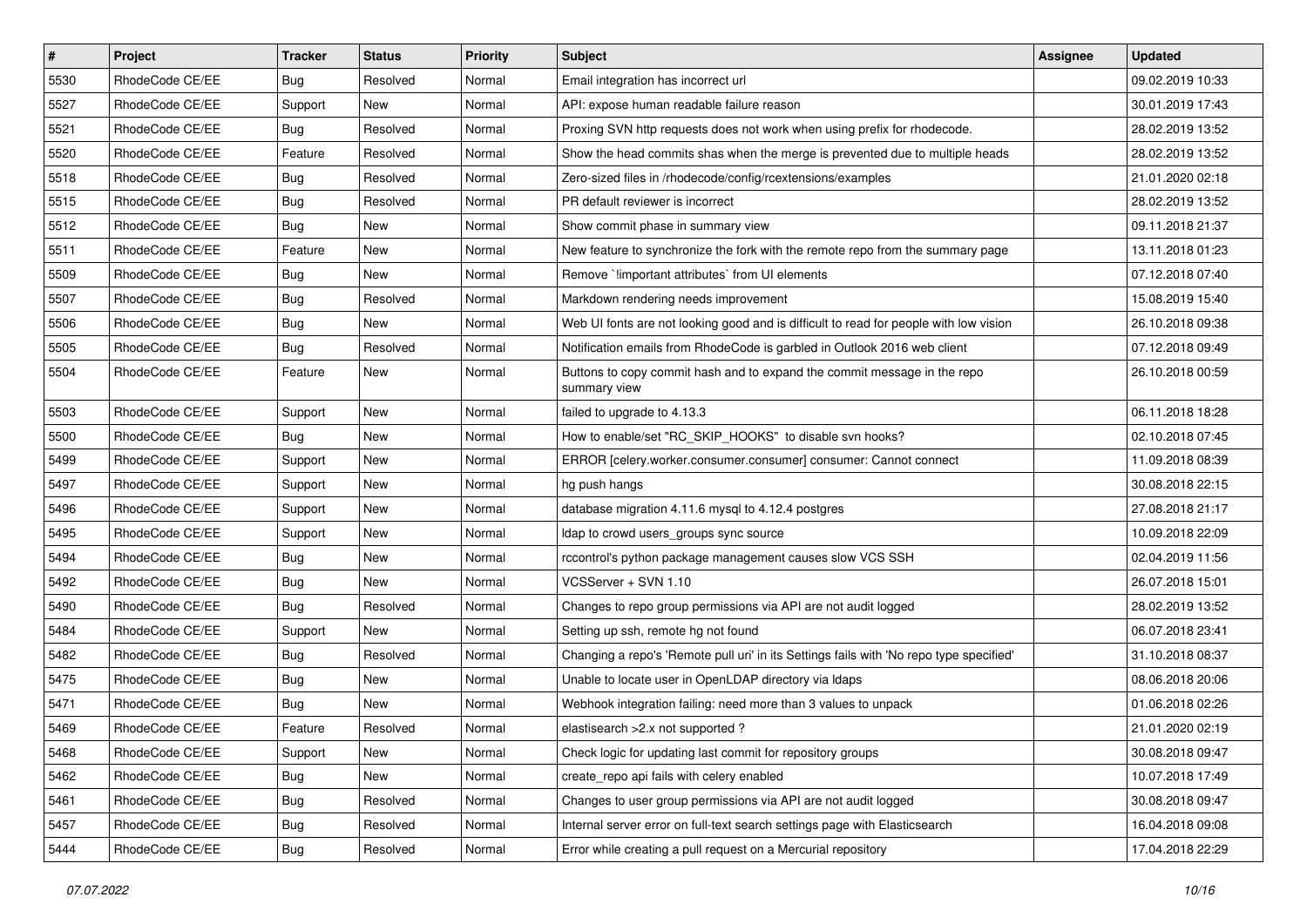| # | Project | Tracker | Status | Priority | Subject | Assignee | Updated |
|---|---|---|---|---|---|---|---|
| 5530 | RhodeCode CE/EE | Bug | Resolved | Normal | Email integration has incorrect url | | 09.02.2019 10:33 |
| 5527 | RhodeCode CE/EE | Support | New | Normal | API: expose human readable failure reason | | 30.01.2019 17:43 |
| 5521 | RhodeCode CE/EE | Bug | Resolved | Normal | Proxing SVN http requests does not work when using prefix for rhodecode. | | 28.02.2019 13:52 |
| 5520 | RhodeCode CE/EE | Feature | Resolved | Normal | Show the head commits shas when the merge is prevented due to multiple heads | | 28.02.2019 13:52 |
| 5518 | RhodeCode CE/EE | Bug | Resolved | Normal | Zero-sized files in /rhodecode/config/rcextensions/examples | | 21.01.2020 02:18 |
| 5515 | RhodeCode CE/EE | Bug | Resolved | Normal | PR default reviewer is incorrect | | 28.02.2019 13:52 |
| 5512 | RhodeCode CE/EE | Bug | New | Normal | Show commit phase in summary view | | 09.11.2018 21:37 |
| 5511 | RhodeCode CE/EE | Feature | New | Normal | New feature to synchronize the fork with the remote repo from the summary page | | 13.11.2018 01:23 |
| 5509 | RhodeCode CE/EE | Bug | New | Normal | Remove `!important attributes` from UI elements | | 07.12.2018 07:40 |
| 5507 | RhodeCode CE/EE | Bug | Resolved | Normal | Markdown rendering needs improvement | | 15.08.2019 15:40 |
| 5506 | RhodeCode CE/EE | Bug | New | Normal | Web UI fonts are not looking good and is difficult to read for people with low vision | | 26.10.2018 09:38 |
| 5505 | RhodeCode CE/EE | Bug | Resolved | Normal | Notification emails from RhodeCode is garbled in Outlook 2016 web client | | 07.12.2018 09:49 |
| 5504 | RhodeCode CE/EE | Feature | New | Normal | Buttons to copy commit hash and to expand the commit message in the repo summary view | | 26.10.2018 00:59 |
| 5503 | RhodeCode CE/EE | Support | New | Normal | failed to upgrade to 4.13.3 | | 06.11.2018 18:28 |
| 5500 | RhodeCode CE/EE | Bug | New | Normal | How to enable/set "RC_SKIP_HOOKS" to disable svn hooks? | | 02.10.2018 07:45 |
| 5499 | RhodeCode CE/EE | Support | New | Normal | ERROR [celery.worker.consumer.consumer] consumer: Cannot connect | | 11.09.2018 08:39 |
| 5497 | RhodeCode CE/EE | Support | New | Normal | hg push hangs | | 30.08.2018 22:15 |
| 5496 | RhodeCode CE/EE | Support | New | Normal | database migration 4.11.6 mysql to 4.12.4 postgres | | 27.08.2018 21:17 |
| 5495 | RhodeCode CE/EE | Support | New | Normal | ldap to crowd users_groups sync source | | 10.09.2018 22:09 |
| 5494 | RhodeCode CE/EE | Bug | New | Normal | rccontrol's python package management causes slow VCS SSH | | 02.04.2019 11:56 |
| 5492 | RhodeCode CE/EE | Bug | New | Normal | VCSServer + SVN 1.10 | | 26.07.2018 15:01 |
| 5490 | RhodeCode CE/EE | Bug | Resolved | Normal | Changes to repo group permissions via API are not audit logged | | 28.02.2019 13:52 |
| 5484 | RhodeCode CE/EE | Support | New | Normal | Setting up ssh, remote hg not found | | 06.07.2018 23:41 |
| 5482 | RhodeCode CE/EE | Bug | Resolved | Normal | Changing a repo's 'Remote pull uri' in its Settings fails with 'No repo type specified' | | 31.10.2018 08:37 |
| 5475 | RhodeCode CE/EE | Bug | New | Normal | Unable to locate user in OpenLDAP directory via ldaps | | 08.06.2018 20:06 |
| 5471 | RhodeCode CE/EE | Bug | New | Normal | Webhook integration failing: need more than 3 values to unpack | | 01.06.2018 02:26 |
| 5469 | RhodeCode CE/EE | Feature | Resolved | Normal | elastisearch >2.x not supported ? | | 21.01.2020 02:19 |
| 5468 | RhodeCode CE/EE | Support | New | Normal | Check logic for updating last commit for repository groups | | 30.08.2018 09:47 |
| 5462 | RhodeCode CE/EE | Bug | New | Normal | create_repo api fails with celery enabled | | 10.07.2018 17:49 |
| 5461 | RhodeCode CE/EE | Bug | Resolved | Normal | Changes to user group permissions via API are not audit logged | | 30.08.2018 09:47 |
| 5457 | RhodeCode CE/EE | Bug | Resolved | Normal | Internal server error on full-text search settings page with Elasticsearch | | 16.04.2018 09:08 |
| 5444 | RhodeCode CE/EE | Bug | Resolved | Normal | Error while creating a pull request on a Mercurial repository | | 17.04.2018 22:29 |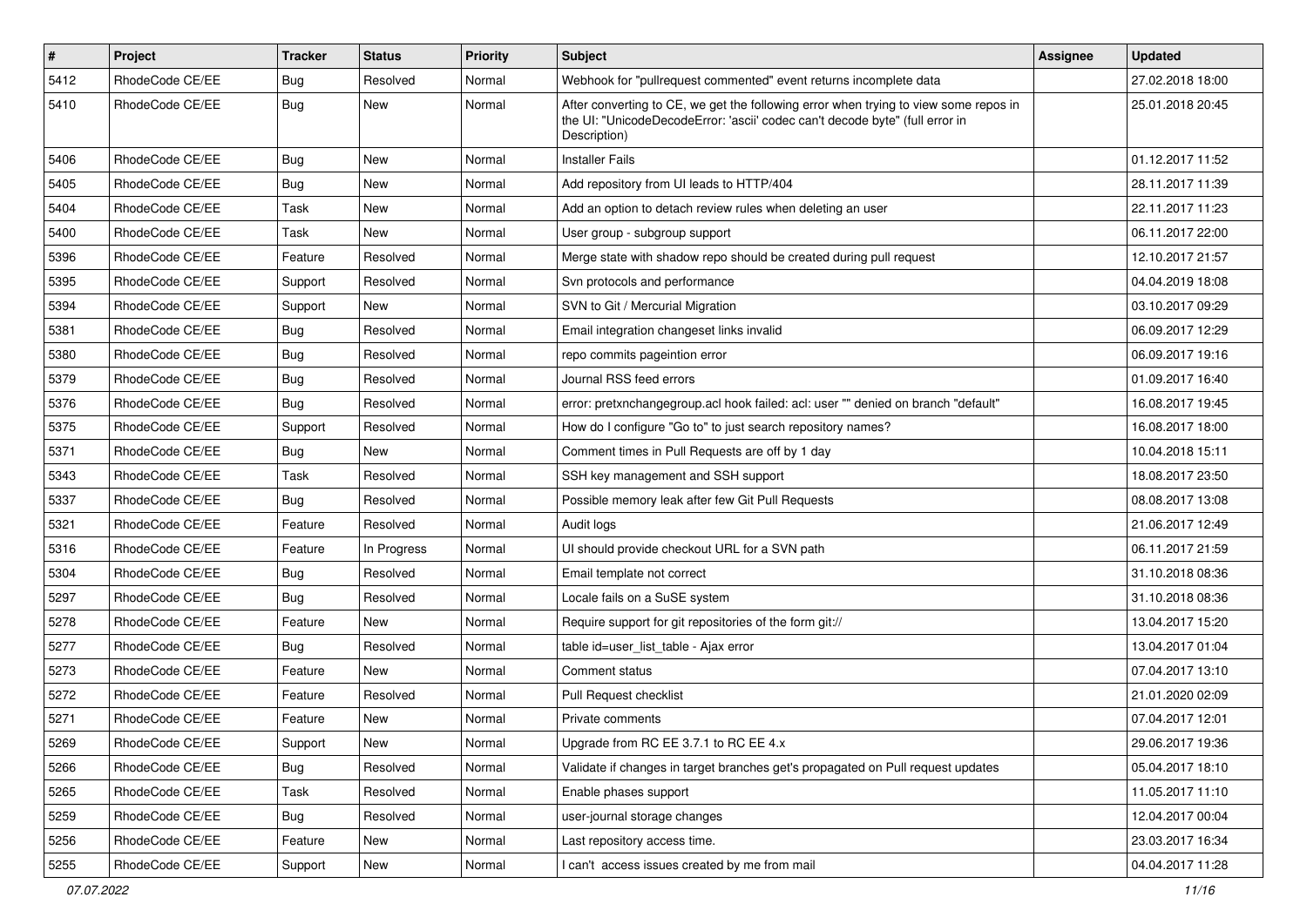| # | Project | Tracker | Status | Priority | Subject | Assignee | Updated |
|---|---|---|---|---|---|---|---|
| 5412 | RhodeCode CE/EE | Bug | Resolved | Normal | Webhook for "pullrequest commented" event returns incomplete data | | 27.02.2018 18:00 |
| 5410 | RhodeCode CE/EE | Bug | New | Normal | After converting to CE, we get the following error when trying to view some repos in the UI: "UnicodeDecodeError: 'ascii' codec can't decode byte" (full error in Description) | | 25.01.2018 20:45 |
| 5406 | RhodeCode CE/EE | Bug | New | Normal | Installer Fails | | 01.12.2017 11:52 |
| 5405 | RhodeCode CE/EE | Bug | New | Normal | Add repository from UI leads to HTTP/404 | | 28.11.2017 11:39 |
| 5404 | RhodeCode CE/EE | Task | New | Normal | Add an option to detach review rules when deleting an user | | 22.11.2017 11:23 |
| 5400 | RhodeCode CE/EE | Task | New | Normal | User group - subgroup support | | 06.11.2017 22:00 |
| 5396 | RhodeCode CE/EE | Feature | Resolved | Normal | Merge state with shadow repo should be created during pull request | | 12.10.2017 21:57 |
| 5395 | RhodeCode CE/EE | Support | Resolved | Normal | Svn protocols and performance | | 04.04.2019 18:08 |
| 5394 | RhodeCode CE/EE | Support | New | Normal | SVN to Git / Mercurial Migration | | 03.10.2017 09:29 |
| 5381 | RhodeCode CE/EE | Bug | Resolved | Normal | Email integration changeset links invalid | | 06.09.2017 12:29 |
| 5380 | RhodeCode CE/EE | Bug | Resolved | Normal | repo commits pageintion error | | 06.09.2017 19:16 |
| 5379 | RhodeCode CE/EE | Bug | Resolved | Normal | Journal RSS feed errors | | 01.09.2017 16:40 |
| 5376 | RhodeCode CE/EE | Bug | Resolved | Normal | error: pretxnchangegroup.acl hook failed: acl: user "" denied on branch "default" | | 16.08.2017 19:45 |
| 5375 | RhodeCode CE/EE | Support | Resolved | Normal | How do I configure "Go to" to just search repository names? | | 16.08.2017 18:00 |
| 5371 | RhodeCode CE/EE | Bug | New | Normal | Comment times in Pull Requests are off by 1 day | | 10.04.2018 15:11 |
| 5343 | RhodeCode CE/EE | Task | Resolved | Normal | SSH key management and SSH support | | 18.08.2017 23:50 |
| 5337 | RhodeCode CE/EE | Bug | Resolved | Normal | Possible memory leak after few Git Pull Requests | | 08.08.2017 13:08 |
| 5321 | RhodeCode CE/EE | Feature | Resolved | Normal | Audit logs | | 21.06.2017 12:49 |
| 5316 | RhodeCode CE/EE | Feature | In Progress | Normal | UI should provide checkout URL for a SVN path | | 06.11.2017 21:59 |
| 5304 | RhodeCode CE/EE | Bug | Resolved | Normal | Email template not correct | | 31.10.2018 08:36 |
| 5297 | RhodeCode CE/EE | Bug | Resolved | Normal | Locale fails on a SuSE system | | 31.10.2018 08:36 |
| 5278 | RhodeCode CE/EE | Feature | New | Normal | Require support for git repositories of the form git:// | | 13.04.2017 15:20 |
| 5277 | RhodeCode CE/EE | Bug | Resolved | Normal | table id=user_list_table - Ajax error | | 13.04.2017 01:04 |
| 5273 | RhodeCode CE/EE | Feature | New | Normal | Comment status | | 07.04.2017 13:10 |
| 5272 | RhodeCode CE/EE | Feature | Resolved | Normal | Pull Request checklist | | 21.01.2020 02:09 |
| 5271 | RhodeCode CE/EE | Feature | New | Normal | Private comments | | 07.04.2017 12:01 |
| 5269 | RhodeCode CE/EE | Support | New | Normal | Upgrade from RC EE 3.7.1 to RC EE 4.x | | 29.06.2017 19:36 |
| 5266 | RhodeCode CE/EE | Bug | Resolved | Normal | Validate if changes in target branches get's propagated on Pull request updates | | 05.04.2017 18:10 |
| 5265 | RhodeCode CE/EE | Task | Resolved | Normal | Enable phases support | | 11.05.2017 11:10 |
| 5259 | RhodeCode CE/EE | Bug | Resolved | Normal | user-journal storage changes | | 12.04.2017 00:04 |
| 5256 | RhodeCode CE/EE | Feature | New | Normal | Last repository access time. | | 23.03.2017 16:34 |
| 5255 | RhodeCode CE/EE | Support | New | Normal | I can't access issues created by me from mail | | 04.04.2017 11:28 |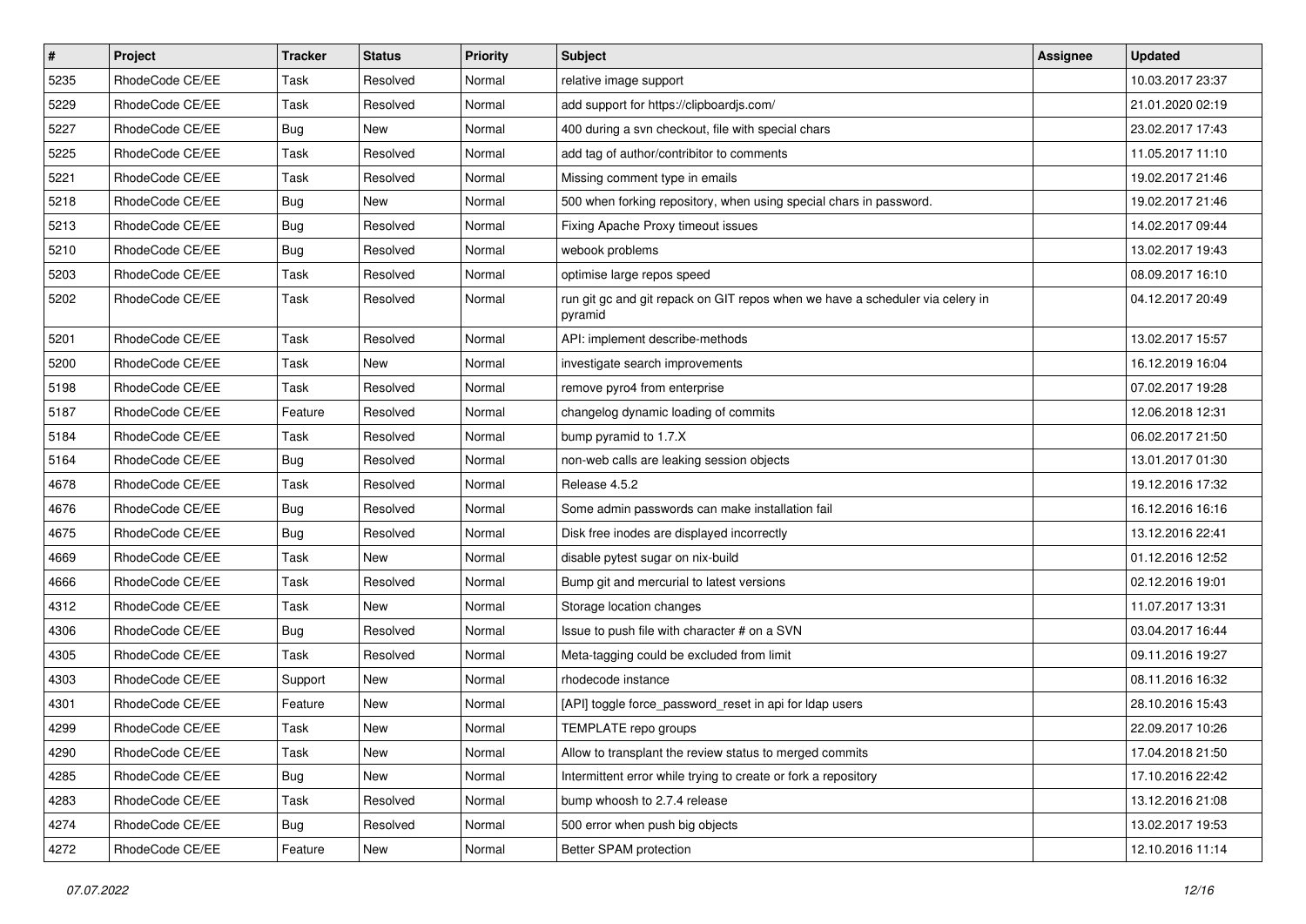| # | Project | Tracker | Status | Priority | Subject | Assignee | Updated |
|---|---|---|---|---|---|---|---|
| 5235 | RhodeCode CE/EE | Task | Resolved | Normal | relative image support | | 10.03.2017 23:37 |
| 5229 | RhodeCode CE/EE | Task | Resolved | Normal | add support for https://clipboardjs.com/ | | 21.01.2020 02:19 |
| 5227 | RhodeCode CE/EE | Bug | New | Normal | 400 during a svn checkout, file with special chars | | 23.02.2017 17:43 |
| 5225 | RhodeCode CE/EE | Task | Resolved | Normal | add tag of author/contribitor to comments | | 11.05.2017 11:10 |
| 5221 | RhodeCode CE/EE | Task | Resolved | Normal | Missing comment type in emails | | 19.02.2017 21:46 |
| 5218 | RhodeCode CE/EE | Bug | New | Normal | 500 when forking repository, when using special chars in password. | | 19.02.2017 21:46 |
| 5213 | RhodeCode CE/EE | Bug | Resolved | Normal | Fixing Apache Proxy timeout issues | | 14.02.2017 09:44 |
| 5210 | RhodeCode CE/EE | Bug | Resolved | Normal | webook problems | | 13.02.2017 19:43 |
| 5203 | RhodeCode CE/EE | Task | Resolved | Normal | optimise large repos speed | | 08.09.2017 16:10 |
| 5202 | RhodeCode CE/EE | Task | Resolved | Normal | run git gc and git repack on GIT repos when we have a scheduler via celery in pyramid | | 04.12.2017 20:49 |
| 5201 | RhodeCode CE/EE | Task | Resolved | Normal | API: implement describe-methods | | 13.02.2017 15:57 |
| 5200 | RhodeCode CE/EE | Task | New | Normal | investigate search improvements | | 16.12.2019 16:04 |
| 5198 | RhodeCode CE/EE | Task | Resolved | Normal | remove pyro4 from enterprise | | 07.02.2017 19:28 |
| 5187 | RhodeCode CE/EE | Feature | Resolved | Normal | changelog dynamic loading of commits | | 12.06.2018 12:31 |
| 5184 | RhodeCode CE/EE | Task | Resolved | Normal | bump pyramid to 1.7.X | | 06.02.2017 21:50 |
| 5164 | RhodeCode CE/EE | Bug | Resolved | Normal | non-web calls are leaking session objects | | 13.01.2017 01:30 |
| 4678 | RhodeCode CE/EE | Task | Resolved | Normal | Release 4.5.2 | | 19.12.2016 17:32 |
| 4676 | RhodeCode CE/EE | Bug | Resolved | Normal | Some admin passwords can make installation fail | | 16.12.2016 16:16 |
| 4675 | RhodeCode CE/EE | Bug | Resolved | Normal | Disk free inodes are displayed incorrectly | | 13.12.2016 22:41 |
| 4669 | RhodeCode CE/EE | Task | New | Normal | disable pytest sugar on nix-build | | 01.12.2016 12:52 |
| 4666 | RhodeCode CE/EE | Task | Resolved | Normal | Bump git and mercurial to latest versions | | 02.12.2016 19:01 |
| 4312 | RhodeCode CE/EE | Task | New | Normal | Storage location changes | | 11.07.2017 13:31 |
| 4306 | RhodeCode CE/EE | Bug | Resolved | Normal | Issue to push file with character # on a SVN | | 03.04.2017 16:44 |
| 4305 | RhodeCode CE/EE | Task | Resolved | Normal | Meta-tagging could be excluded from limit | | 09.11.2016 19:27 |
| 4303 | RhodeCode CE/EE | Support | New | Normal | rhodecode instance | | 08.11.2016 16:32 |
| 4301 | RhodeCode CE/EE | Feature | New | Normal | [API] toggle force_password_reset in api for ldap users | | 28.10.2016 15:43 |
| 4299 | RhodeCode CE/EE | Task | New | Normal | TEMPLATE repo groups | | 22.09.2017 10:26 |
| 4290 | RhodeCode CE/EE | Task | New | Normal | Allow to transplant the review status to merged commits | | 17.04.2018 21:50 |
| 4285 | RhodeCode CE/EE | Bug | New | Normal | Intermittent error while trying to create or fork a repository | | 17.10.2016 22:42 |
| 4283 | RhodeCode CE/EE | Task | Resolved | Normal | bump whoosh to 2.7.4 release | | 13.12.2016 21:08 |
| 4274 | RhodeCode CE/EE | Bug | Resolved | Normal | 500 error when push big objects | | 13.02.2017 19:53 |
| 4272 | RhodeCode CE/EE | Feature | New | Normal | Better SPAM protection | | 12.10.2016 11:14 |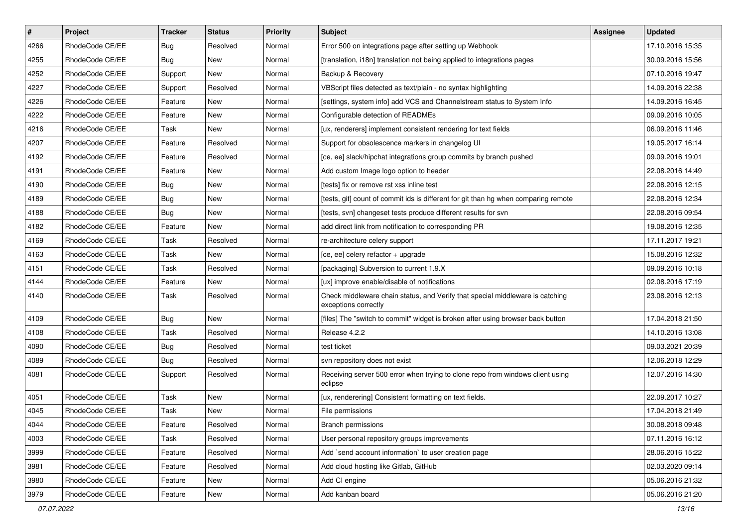| # | Project | Tracker | Status | Priority | Subject | Assignee | Updated |
|---|---|---|---|---|---|---|---|
| 4266 | RhodeCode CE/EE | Bug | Resolved | Normal | Error 500 on integrations page after setting up Webhook | | 17.10.2016 15:35 |
| 4255 | RhodeCode CE/EE | Bug | New | Normal | [translation, i18n] translation not being applied to integrations pages | | 30.09.2016 15:56 |
| 4252 | RhodeCode CE/EE | Support | New | Normal | Backup & Recovery | | 07.10.2016 19:47 |
| 4227 | RhodeCode CE/EE | Support | Resolved | Normal | VBScript files detected as text/plain - no syntax highlighting | | 14.09.2016 22:38 |
| 4226 | RhodeCode CE/EE | Feature | New | Normal | [settings, system info] add VCS and Channelstream status to System Info | | 14.09.2016 16:45 |
| 4222 | RhodeCode CE/EE | Feature | New | Normal | Configurable detection of READMEs | | 09.09.2016 10:05 |
| 4216 | RhodeCode CE/EE | Task | New | Normal | [ux, renderers] implement consistent rendering for text fields | | 06.09.2016 11:46 |
| 4207 | RhodeCode CE/EE | Feature | Resolved | Normal | Support for obsolescence markers in changelog UI | | 19.05.2017 16:14 |
| 4192 | RhodeCode CE/EE | Feature | Resolved | Normal | [ce, ee] slack/hipchat integrations group commits by branch pushed | | 09.09.2016 19:01 |
| 4191 | RhodeCode CE/EE | Feature | New | Normal | Add custom Image logo option to header | | 22.08.2016 14:49 |
| 4190 | RhodeCode CE/EE | Bug | New | Normal | [tests] fix or remove rst xss inline test | | 22.08.2016 12:15 |
| 4189 | RhodeCode CE/EE | Bug | New | Normal | [tests, git] count of commit ids is different for git than hg when comparing remote | | 22.08.2016 12:34 |
| 4188 | RhodeCode CE/EE | Bug | New | Normal | [tests, svn] changeset tests produce different results for svn | | 22.08.2016 09:54 |
| 4182 | RhodeCode CE/EE | Feature | New | Normal | add direct link from notification to corresponding PR | | 19.08.2016 12:35 |
| 4169 | RhodeCode CE/EE | Task | Resolved | Normal | re-architecture celery support | | 17.11.2017 19:21 |
| 4163 | RhodeCode CE/EE | Task | New | Normal | [ce, ee] celery refactor + upgrade | | 15.08.2016 12:32 |
| 4151 | RhodeCode CE/EE | Task | Resolved | Normal | [packaging] Subversion to current 1.9.X | | 09.09.2016 10:18 |
| 4144 | RhodeCode CE/EE | Feature | New | Normal | [ux] improve enable/disable of notifications | | 02.08.2016 17:19 |
| 4140 | RhodeCode CE/EE | Task | Resolved | Normal | Check middleware chain status, and Verify that special middleware is catching exceptions correctly | | 23.08.2016 12:13 |
| 4109 | RhodeCode CE/EE | Bug | New | Normal | [files] The "switch to commit" widget is broken after using browser back button | | 17.04.2018 21:50 |
| 4108 | RhodeCode CE/EE | Task | Resolved | Normal | Release 4.2.2 | | 14.10.2016 13:08 |
| 4090 | RhodeCode CE/EE | Bug | Resolved | Normal | test ticket | | 09.03.2021 20:39 |
| 4089 | RhodeCode CE/EE | Bug | Resolved | Normal | svn repository does not exist | | 12.06.2018 12:29 |
| 4081 | RhodeCode CE/EE | Support | Resolved | Normal | Receiving server 500 error when trying to clone repo from windows client using eclipse | | 12.07.2016 14:30 |
| 4051 | RhodeCode CE/EE | Task | New | Normal | [ux, renderering] Consistent formatting on text fields. | | 22.09.2017 10:27 |
| 4045 | RhodeCode CE/EE | Task | New | Normal | File permissions | | 17.04.2018 21:49 |
| 4044 | RhodeCode CE/EE | Feature | Resolved | Normal | Branch permissions | | 30.08.2018 09:48 |
| 4003 | RhodeCode CE/EE | Task | Resolved | Normal | User personal repository groups improvements | | 07.11.2016 16:12 |
| 3999 | RhodeCode CE/EE | Feature | Resolved | Normal | Add `send account information` to user creation page | | 28.06.2016 15:22 |
| 3981 | RhodeCode CE/EE | Feature | Resolved | Normal | Add cloud hosting like Gitlab, GitHub | | 02.03.2020 09:14 |
| 3980 | RhodeCode CE/EE | Feature | New | Normal | Add CI engine | | 05.06.2016 21:32 |
| 3979 | RhodeCode CE/EE | Feature | New | Normal | Add kanban board | | 05.06.2016 21:20 |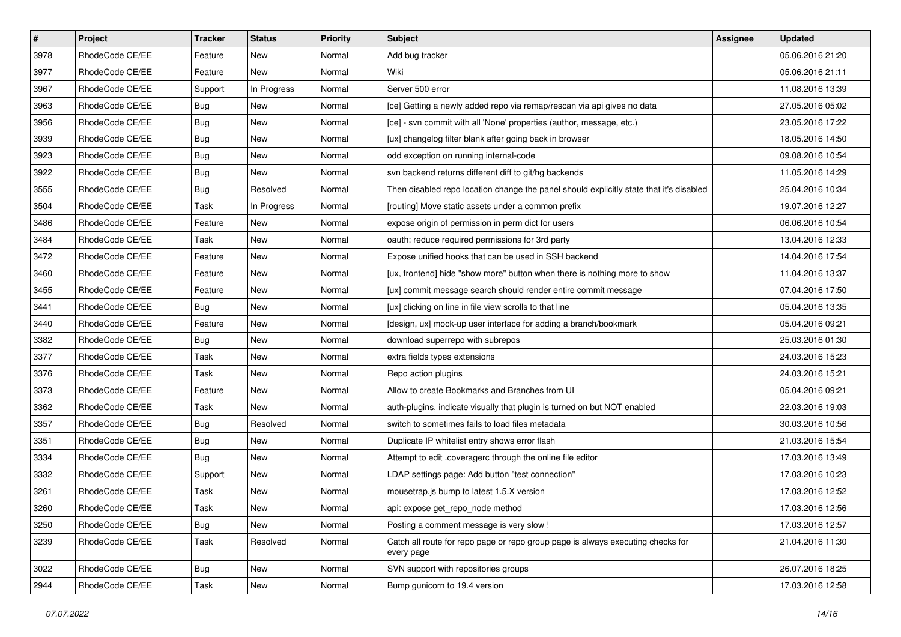| # | Project | Tracker | Status | Priority | Subject | Assignee | Updated |
|---|---|---|---|---|---|---|---|
| 3978 | RhodeCode CE/EE | Feature | New | Normal | Add bug tracker | | 05.06.2016 21:20 |
| 3977 | RhodeCode CE/EE | Feature | New | Normal | Wiki | | 05.06.2016 21:11 |
| 3967 | RhodeCode CE/EE | Support | In Progress | Normal | Server 500 error | | 11.08.2016 13:39 |
| 3963 | RhodeCode CE/EE | Bug | New | Normal | [ce] Getting a newly added repo via remap/rescan via api gives no data | | 27.05.2016 05:02 |
| 3956 | RhodeCode CE/EE | Bug | New | Normal | [ce] - svn commit with all 'None' properties (author, message, etc.) | | 23.05.2016 17:22 |
| 3939 | RhodeCode CE/EE | Bug | New | Normal | [ux] changelog filter blank after going back in browser | | 18.05.2016 14:50 |
| 3923 | RhodeCode CE/EE | Bug | New | Normal | odd exception on running internal-code | | 09.08.2016 10:54 |
| 3922 | RhodeCode CE/EE | Bug | New | Normal | svn backend returns different diff to git/hg backends | | 11.05.2016 14:29 |
| 3555 | RhodeCode CE/EE | Bug | Resolved | Normal | Then disabled repo location change the panel should explicitly state that it's disabled | | 25.04.2016 10:34 |
| 3504 | RhodeCode CE/EE | Task | In Progress | Normal | [routing] Move static assets under a common prefix | | 19.07.2016 12:27 |
| 3486 | RhodeCode CE/EE | Feature | New | Normal | expose origin of permission in perm dict for users | | 06.06.2016 10:54 |
| 3484 | RhodeCode CE/EE | Task | New | Normal | oauth: reduce required permissions for 3rd party | | 13.04.2016 12:33 |
| 3472 | RhodeCode CE/EE | Feature | New | Normal | Expose unified hooks that can be used in SSH backend | | 14.04.2016 17:54 |
| 3460 | RhodeCode CE/EE | Feature | New | Normal | [ux, frontend] hide "show more" button when there is nothing more to show | | 11.04.2016 13:37 |
| 3455 | RhodeCode CE/EE | Feature | New | Normal | [ux] commit message search should render entire commit message | | 07.04.2016 17:50 |
| 3441 | RhodeCode CE/EE | Bug | New | Normal | [ux] clicking on line in file view scrolls to that line | | 05.04.2016 13:35 |
| 3440 | RhodeCode CE/EE | Feature | New | Normal | [design, ux] mock-up user interface for adding a branch/bookmark | | 05.04.2016 09:21 |
| 3382 | RhodeCode CE/EE | Bug | New | Normal | download superrepo with subrepos | | 25.03.2016 01:30 |
| 3377 | RhodeCode CE/EE | Task | New | Normal | extra fields types extensions | | 24.03.2016 15:23 |
| 3376 | RhodeCode CE/EE | Task | New | Normal | Repo action plugins | | 24.03.2016 15:21 |
| 3373 | RhodeCode CE/EE | Feature | New | Normal | Allow to create Bookmarks and Branches from UI | | 05.04.2016 09:21 |
| 3362 | RhodeCode CE/EE | Task | New | Normal | auth-plugins, indicate visually that plugin is turned on but NOT enabled | | 22.03.2016 19:03 |
| 3357 | RhodeCode CE/EE | Bug | Resolved | Normal | switch to sometimes fails to load files metadata | | 30.03.2016 10:56 |
| 3351 | RhodeCode CE/EE | Bug | New | Normal | Duplicate IP whitelist entry shows error flash | | 21.03.2016 15:54 |
| 3334 | RhodeCode CE/EE | Bug | New | Normal | Attempt to edit .coveragerc through the online file editor | | 17.03.2016 13:49 |
| 3332 | RhodeCode CE/EE | Support | New | Normal | LDAP settings page: Add button "test connection" | | 17.03.2016 10:23 |
| 3261 | RhodeCode CE/EE | Task | New | Normal | mousetrap.js bump to latest 1.5.X version | | 17.03.2016 12:52 |
| 3260 | RhodeCode CE/EE | Task | New | Normal | api: expose get_repo_node method | | 17.03.2016 12:56 |
| 3250 | RhodeCode CE/EE | Bug | New | Normal | Posting a comment message is very slow ! | | 17.03.2016 12:57 |
| 3239 | RhodeCode CE/EE | Task | Resolved | Normal | Catch all route for repo page or repo group page is always executing checks for every page | | 21.04.2016 11:30 |
| 3022 | RhodeCode CE/EE | Bug | New | Normal | SVN support with repositories groups | | 26.07.2016 18:25 |
| 2944 | RhodeCode CE/EE | Task | New | Normal | Bump gunicorn to 19.4 version | | 17.03.2016 12:58 |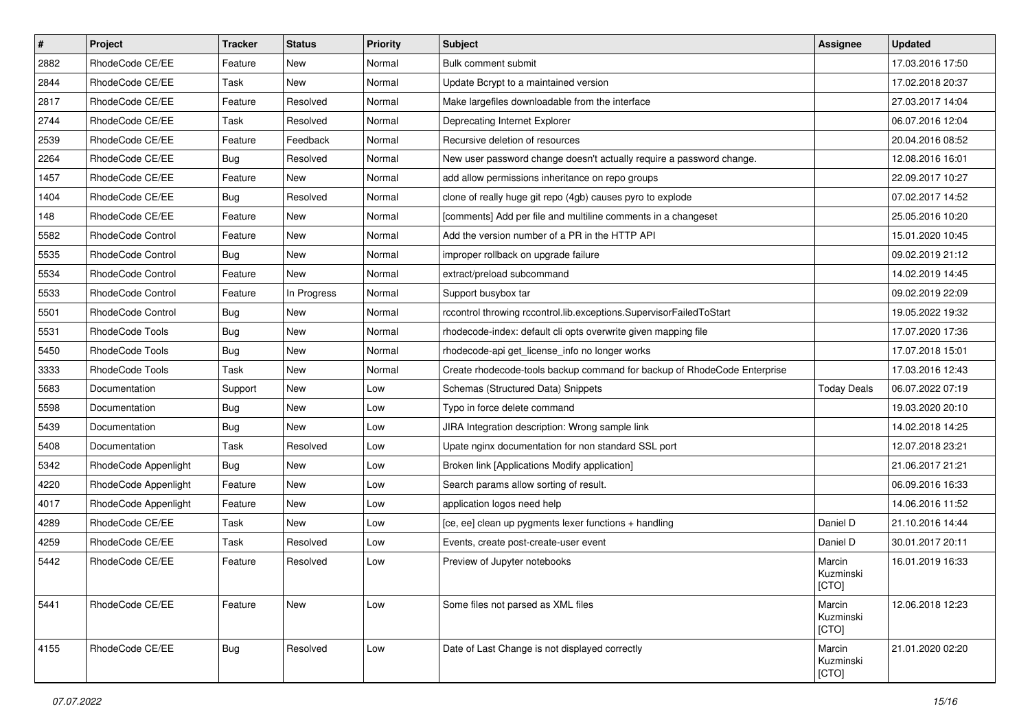| # | Project | Tracker | Status | Priority | Subject | Assignee | Updated |
| --- | --- | --- | --- | --- | --- | --- | --- |
| 2882 | RhodeCode CE/EE | Feature | New | Normal | Bulk comment submit | | 17.03.2016 17:50 |
| 2844 | RhodeCode CE/EE | Task | New | Normal | Update Bcrypt to a maintained version | | 17.02.2018 20:37 |
| 2817 | RhodeCode CE/EE | Feature | Resolved | Normal | Make largefiles downloadable from the interface | | 27.03.2017 14:04 |
| 2744 | RhodeCode CE/EE | Task | Resolved | Normal | Deprecating Internet Explorer | | 06.07.2016 12:04 |
| 2539 | RhodeCode CE/EE | Feature | Feedback | Normal | Recursive deletion of resources | | 20.04.2016 08:52 |
| 2264 | RhodeCode CE/EE | Bug | Resolved | Normal | New user password change doesn't actually require a password change. | | 12.08.2016 16:01 |
| 1457 | RhodeCode CE/EE | Feature | New | Normal | add allow permissions inheritance on repo groups | | 22.09.2017 10:27 |
| 1404 | RhodeCode CE/EE | Bug | Resolved | Normal | clone of really huge git repo (4gb) causes pyro to explode | | 07.02.2017 14:52 |
| 148 | RhodeCode CE/EE | Feature | New | Normal | [comments] Add per file and multiline comments in a changeset | | 25.05.2016 10:20 |
| 5582 | RhodeCode Control | Feature | New | Normal | Add the version number of a PR in the HTTP API | | 15.01.2020 10:45 |
| 5535 | RhodeCode Control | Bug | New | Normal | improper rollback on upgrade failure | | 09.02.2019 21:12 |
| 5534 | RhodeCode Control | Feature | New | Normal | extract/preload subcommand | | 14.02.2019 14:45 |
| 5533 | RhodeCode Control | Feature | In Progress | Normal | Support busybox tar | | 09.02.2019 22:09 |
| 5501 | RhodeCode Control | Bug | New | Normal | rccontrol throwing rccontrol.lib.exceptions.SupervisorFailedToStart | | 19.05.2022 19:32 |
| 5531 | RhodeCode Tools | Bug | New | Normal | rhodecode-index: default cli opts overwrite given mapping file | | 17.07.2020 17:36 |
| 5450 | RhodeCode Tools | Bug | New | Normal | rhodecode-api get_license_info no longer works | | 17.07.2018 15:01 |
| 3333 | RhodeCode Tools | Task | New | Normal | Create rhodecode-tools backup command for backup of RhodeCode Enterprise | | 17.03.2016 12:43 |
| 5683 | Documentation | Support | New | Low | Schemas (Structured Data) Snippets | Today Deals | 06.07.2022 07:19 |
| 5598 | Documentation | Bug | New | Low | Typo in force delete command | | 19.03.2020 20:10 |
| 5439 | Documentation | Bug | New | Low | JIRA Integration description: Wrong sample link | | 14.02.2018 14:25 |
| 5408 | Documentation | Task | Resolved | Low | Upate nginx documentation for non standard SSL port | | 12.07.2018 23:21 |
| 5342 | RhodeCode Appenlight | Bug | New | Low | Broken link [Applications Modify application] | | 21.06.2017 21:21 |
| 4220 | RhodeCode Appenlight | Feature | New | Low | Search params allow sorting of result. | | 06.09.2016 16:33 |
| 4017 | RhodeCode Appenlight | Feature | New | Low | application logos need help | | 14.06.2016 11:52 |
| 4289 | RhodeCode CE/EE | Task | New | Low | [ce, ee] clean up pygments lexer functions + handling | Daniel D | 21.10.2016 14:44 |
| 4259 | RhodeCode CE/EE | Task | Resolved | Low | Events, create post-create-user event | Daniel D | 30.01.2017 20:11 |
| 5442 | RhodeCode CE/EE | Feature | Resolved | Low | Preview of Jupyter notebooks | Marcin Kuzminski [CTO] | 16.01.2019 16:33 |
| 5441 | RhodeCode CE/EE | Feature | New | Low | Some files not parsed as XML files | Marcin Kuzminski [CTO] | 12.06.2018 12:23 |
| 4155 | RhodeCode CE/EE | Bug | Resolved | Low | Date of Last Change is not displayed correctly | Marcin Kuzminski [CTO] | 21.01.2020 02:20 |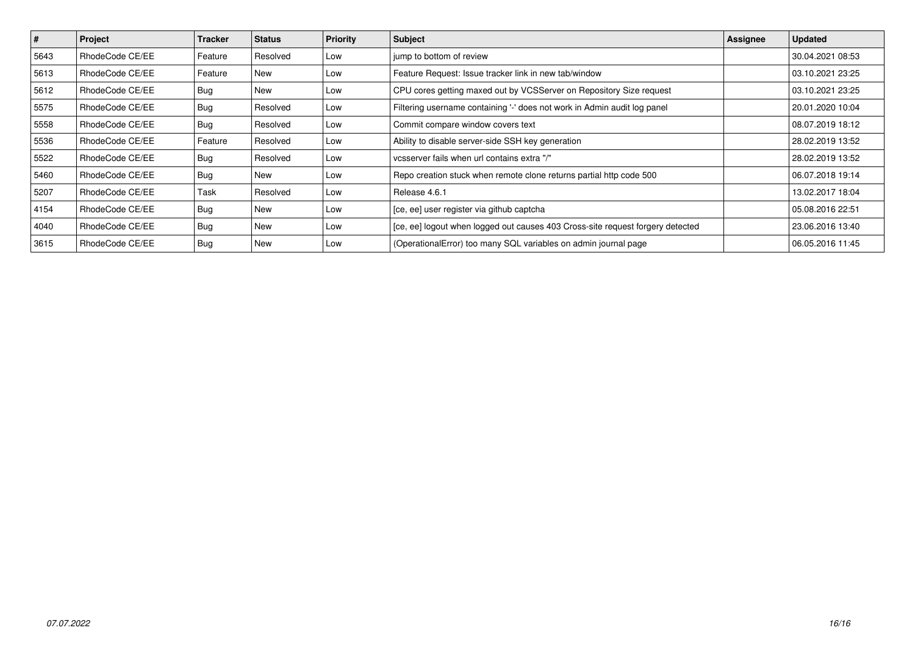| # | Project | Tracker | Status | Priority | Subject | Assignee | Updated |
|---|---|---|---|---|---|---|---|
| 5643 | RhodeCode CE/EE | Feature | Resolved | Low | jump to bottom of review | | 30.04.2021 08:53 |
| 5613 | RhodeCode CE/EE | Feature | New | Low | Feature Request: Issue tracker link in new tab/window | | 03.10.2021 23:25 |
| 5612 | RhodeCode CE/EE | Bug | New | Low | CPU cores getting maxed out by VCSServer on Repository Size request | | 03.10.2021 23:25 |
| 5575 | RhodeCode CE/EE | Bug | Resolved | Low | Filtering username containing '-' does not work in Admin audit log panel | | 20.01.2020 10:04 |
| 5558 | RhodeCode CE/EE | Bug | Resolved | Low | Commit compare window covers text | | 08.07.2019 18:12 |
| 5536 | RhodeCode CE/EE | Feature | Resolved | Low | Ability to disable server-side SSH key generation | | 28.02.2019 13:52 |
| 5522 | RhodeCode CE/EE | Bug | Resolved | Low | vcsserver fails when url contains extra "/" | | 28.02.2019 13:52 |
| 5460 | RhodeCode CE/EE | Bug | New | Low | Repo creation stuck when remote clone returns partial http code 500 | | 06.07.2018 19:14 |
| 5207 | RhodeCode CE/EE | Task | Resolved | Low | Release 4.6.1 | | 13.02.2017 18:04 |
| 4154 | RhodeCode CE/EE | Bug | New | Low | [ce, ee] user register via github captcha | | 05.08.2016 22:51 |
| 4040 | RhodeCode CE/EE | Bug | New | Low | [ce, ee] logout when logged out causes 403 Cross-site request forgery detected | | 23.06.2016 13:40 |
| 3615 | RhodeCode CE/EE | Bug | New | Low | (OperationalError) too many SQL variables on admin journal page | | 06.05.2016 11:45 |